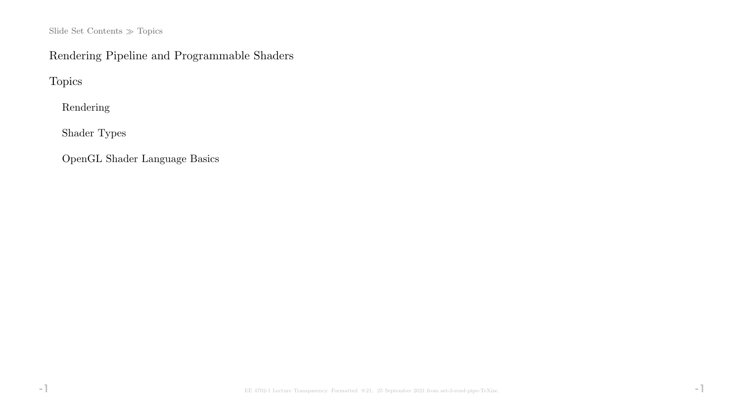Slide Set Contents ≫ Topics

# Rendering Pipeline and Programmable Shaders

## Topics

- Rendering
- Shader Types
- OpenGL Shader Language Basics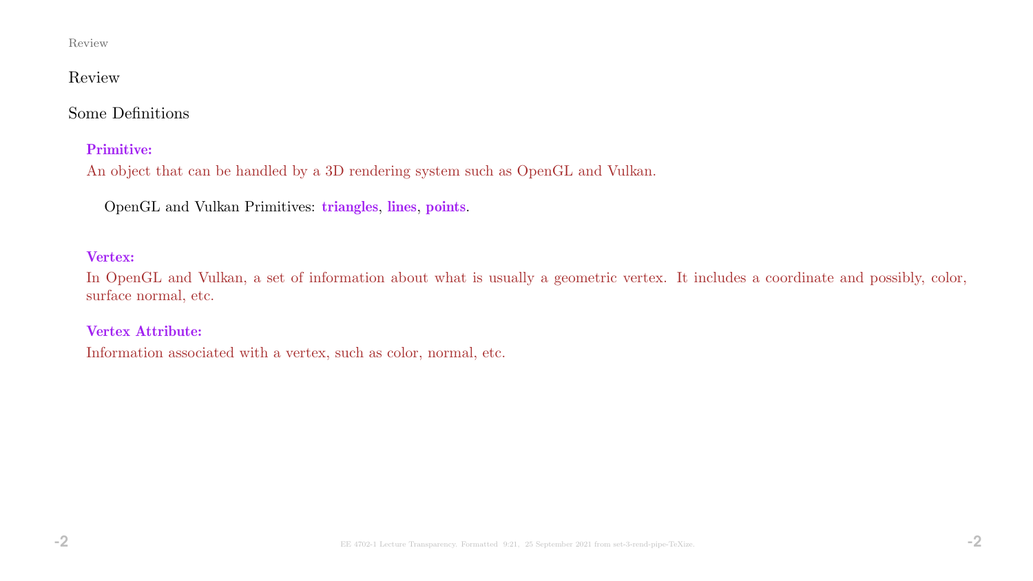## Review

### Some Definitions

**Primitive:**
An object that can be handled by a 3D rendering system such as OpenGL and Vulkan.

OpenGL and Vulkan Primitives: **triangles**, **lines**, **points**.

**Vertex:**
In OpenGL and Vulkan, a set of information about what is usually a geometric vertex. It includes a coordinate and possibly, color, surface normal, etc.

**Vertex Attribute:**
Information associated with a vertex, such as color, normal, etc.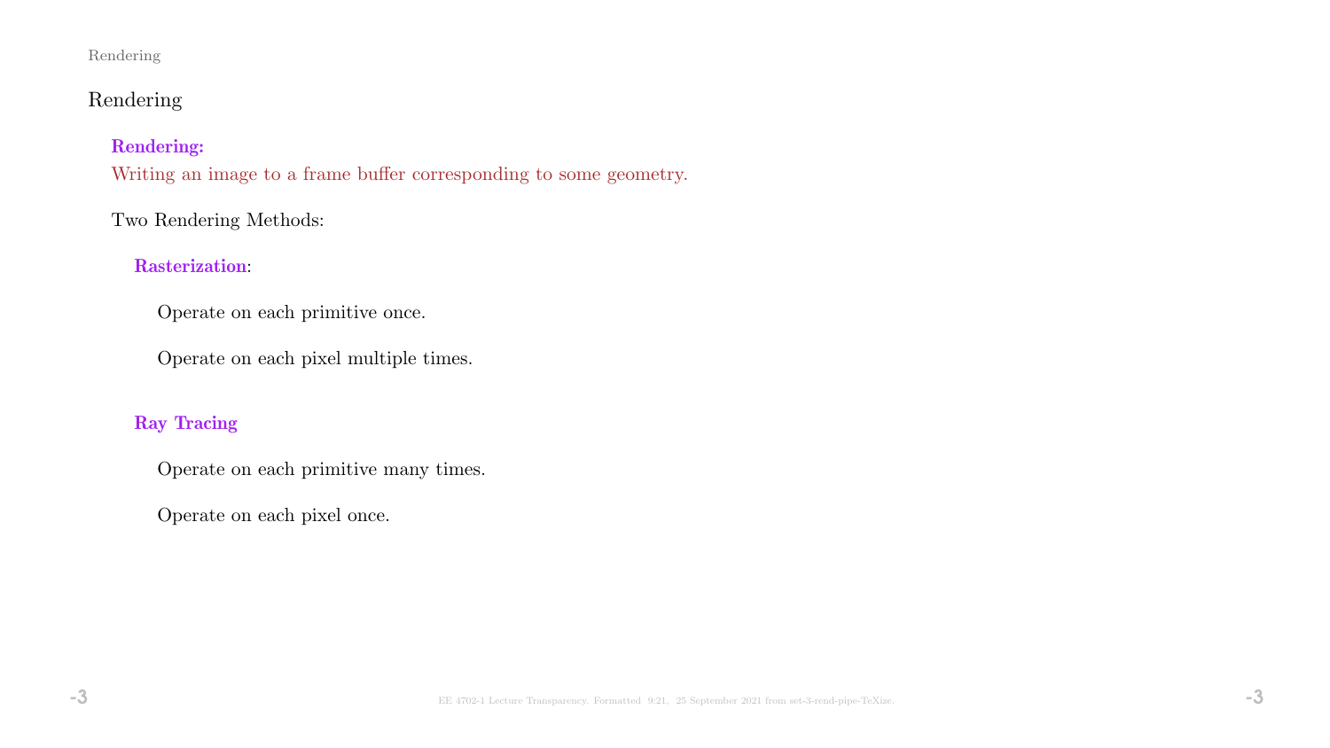# Rendering

**Rendering:**
Writing an image to a frame buffer corresponding to some geometry.

Two Rendering Methods:

**Rasterization**:

Operate on each primitive once.

Operate on each pixel multiple times.

**Ray Tracing**

Operate on each primitive many times.

Operate on each pixel once.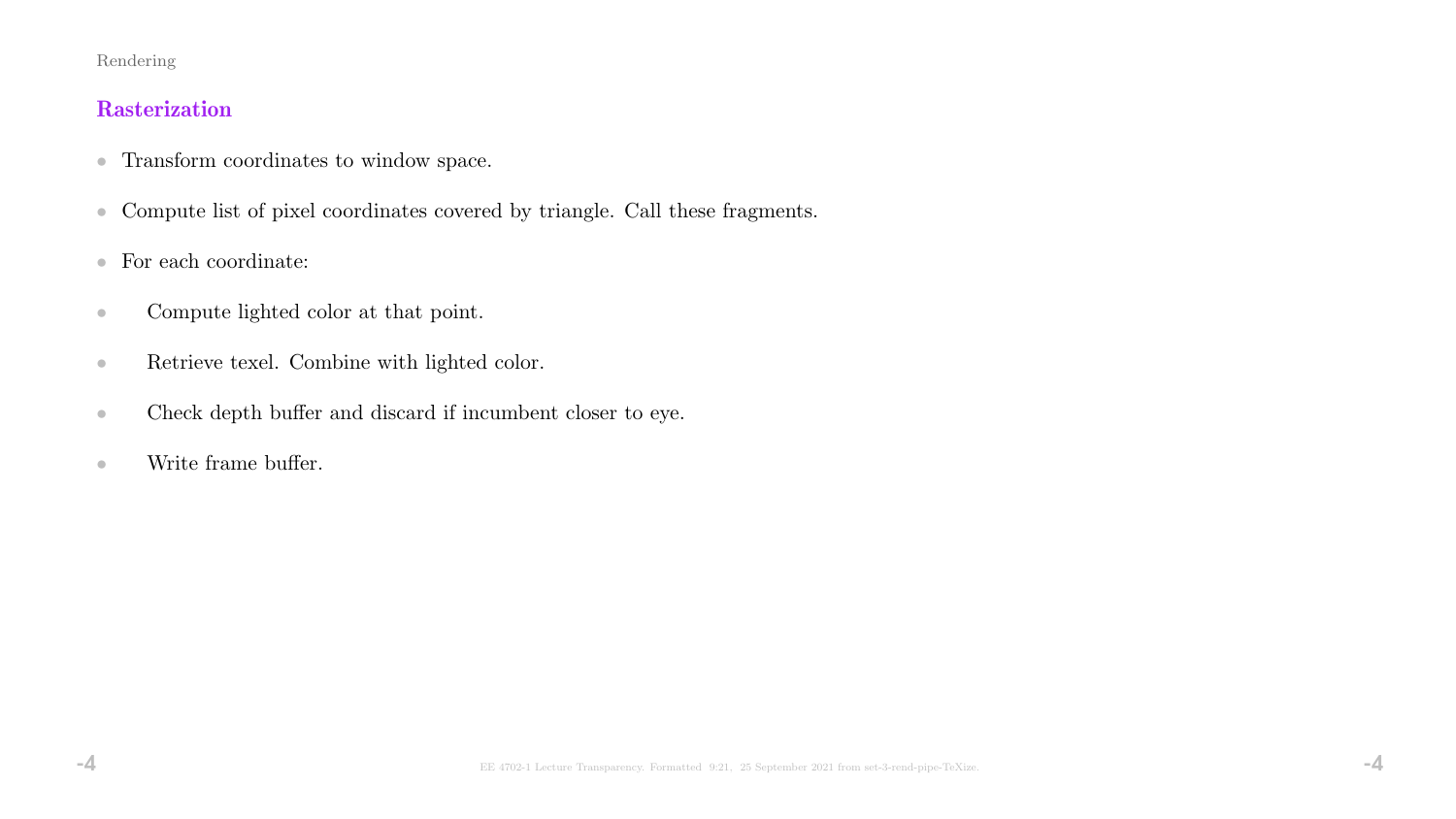## Rasterization

- Transform coordinates to window space.
- Compute list of pixel coordinates covered by triangle. Call these fragments.
- For each coordinate:
  - Compute lighted color at that point.
  - Retrieve texel. Combine with lighted color.
  - Check depth buffer and discard if incumbent closer to eye.
  - Write frame buffer.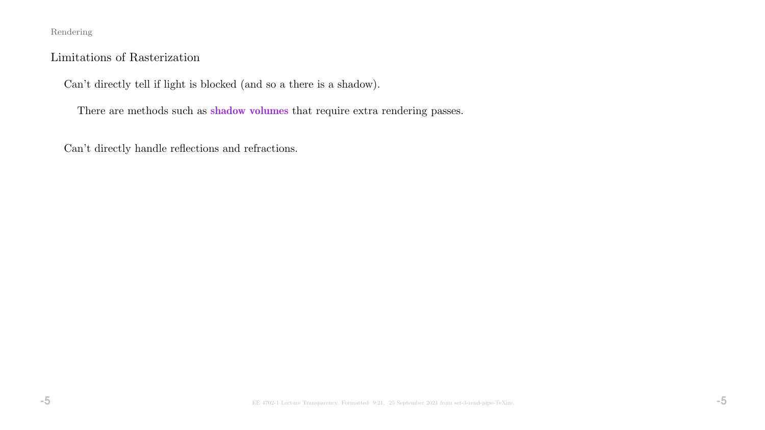## Limitations of Rasterization

Can't directly tell if light is blocked (and so a there is a shadow).

There are methods such as **shadow volumes** that require extra rendering passes.

Can't directly handle reflections and refractions.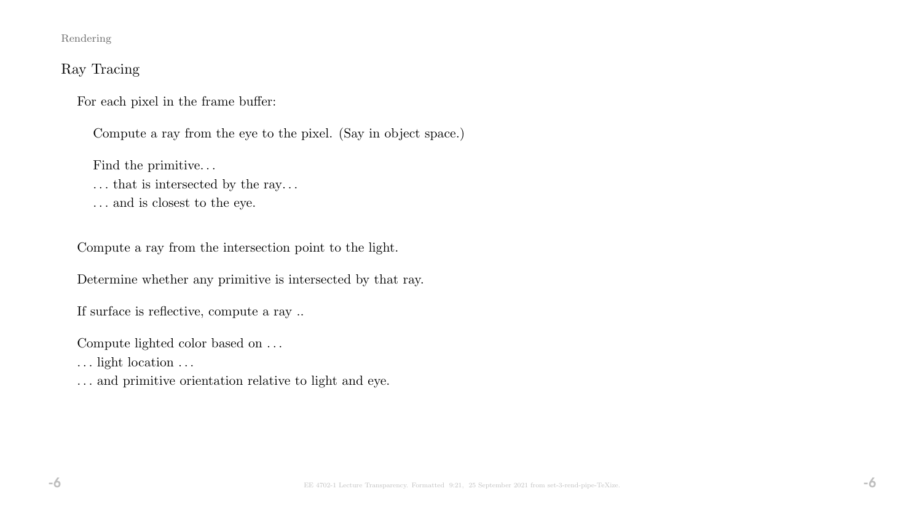## Ray Tracing

For each pixel in the frame buffer:

Compute a ray from the eye to the pixel. (Say in object space.)

Find the primitive. . .
. . . that is intersected by the ray. . .
. . . and is closest to the eye.

Compute a ray from the intersection point to the light.

Determine whether any primitive is intersected by that ray.

If surface is reflective, compute a ray ..

Compute lighted color based on . . .
. . . light location . . .
. . . and primitive orientation relative to light and eye.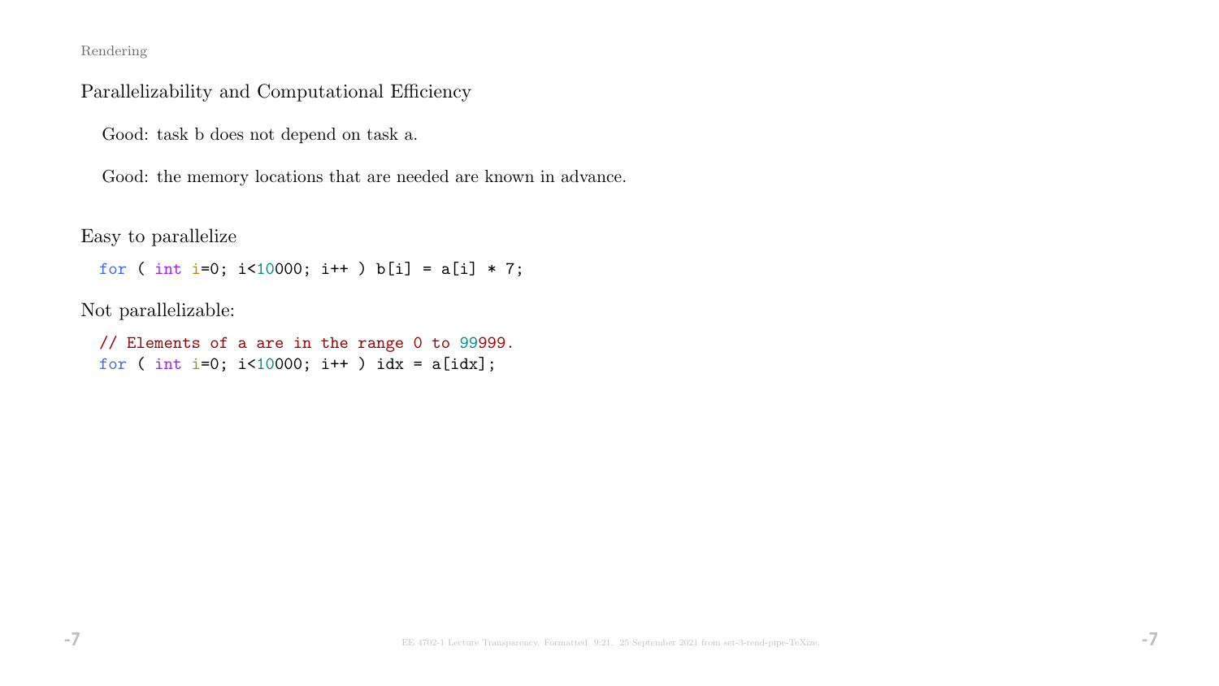## Parallelizability and Computational Efficiency

Good: task b does not depend on task a.

Good: the memory locations that are needed are known in advance.

Easy to parallelize

```
for ( int i=0; i<10000; i++ ) b[i] = a[i] * 7;
```

Not parallelizable:

```
// Elements of a are in the range 0 to 99999.
for ( int i=0; i<10000; i++ ) idx = a[idx];
```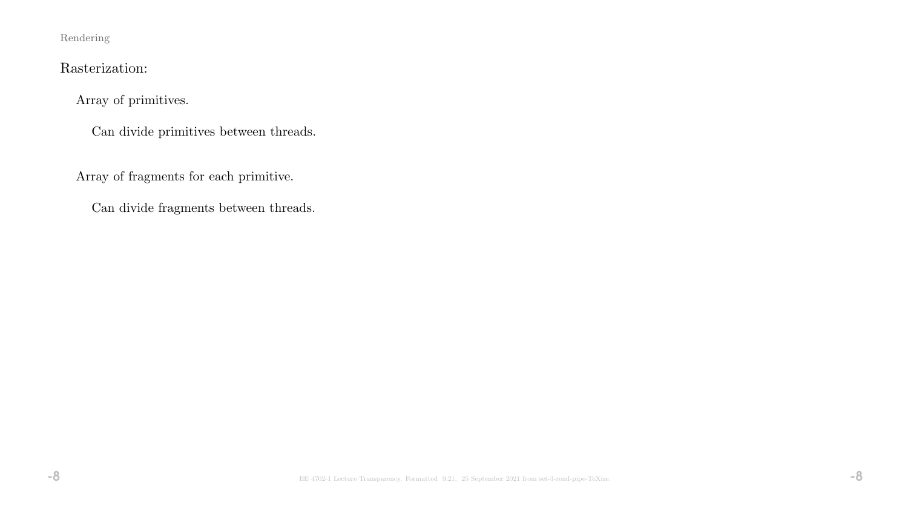## Rasterization:

Array of primitives.

Can divide primitives between threads.

Array of fragments for each primitive.

Can divide fragments between threads.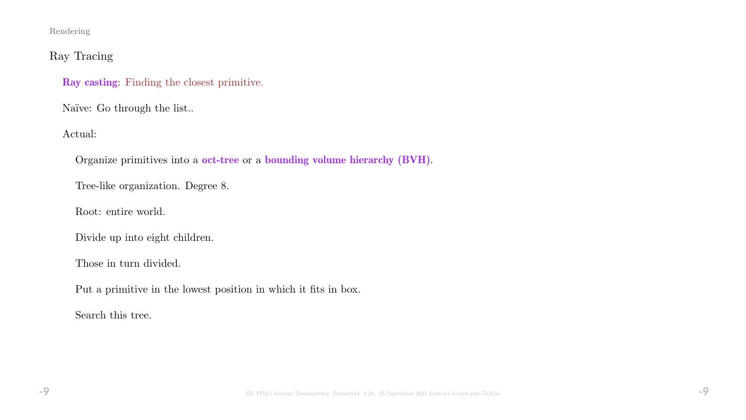## Ray Tracing

**Ray casting**: Finding the closest primitive.

Naïve: Go through the list..

Actual:

- Organize primitives into a **oct-tree** or a **bounding volume hierarchy (BVH)**.

- Tree-like organization. Degree 8.

- Root: entire world.

- Divide up into eight children.

- Those in turn divided.

- Put a primitive in the lowest position in which it fits in box.

- Search this tree.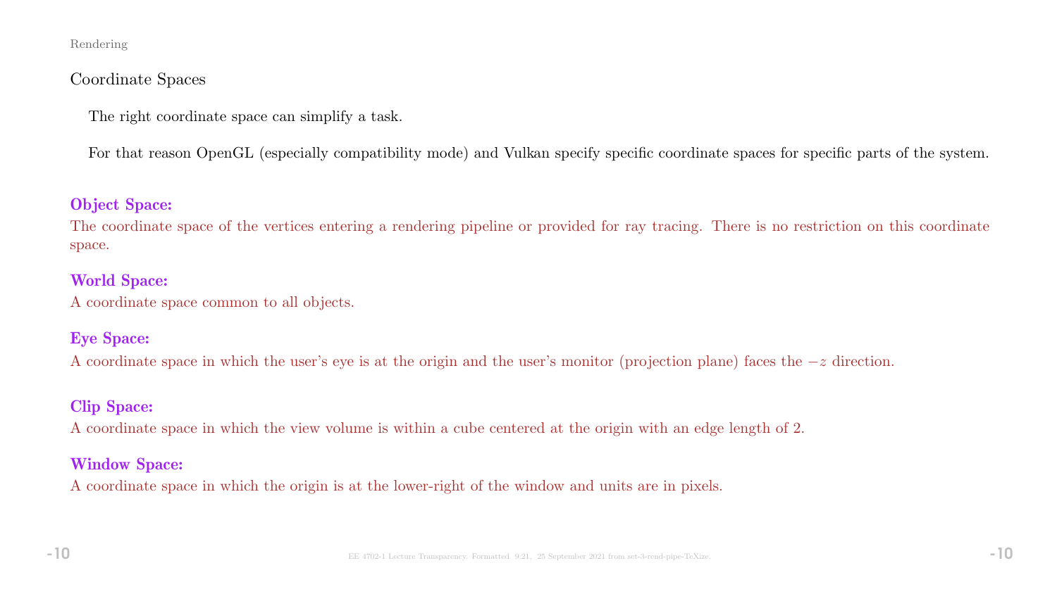## Coordinate Spaces

The right coordinate space can simplify a task.

For that reason OpenGL (especially compatibility mode) and Vulkan specify specific coordinate spaces for specific parts of the system.

**Object Space:**
The coordinate space of the vertices entering a rendering pipeline or provided for ray tracing. There is no restriction on this coordinate space.

**World Space:**
A coordinate space common to all objects.

**Eye Space:**
A coordinate space in which the user's eye is at the origin and the user's monitor (projection plane) faces the $-z$ direction.

**Clip Space:**
A coordinate space in which the view volume is within a cube centered at the origin with an edge length of 2.

**Window Space:**
A coordinate space in which the origin is at the lower-right of the window and units are in pixels.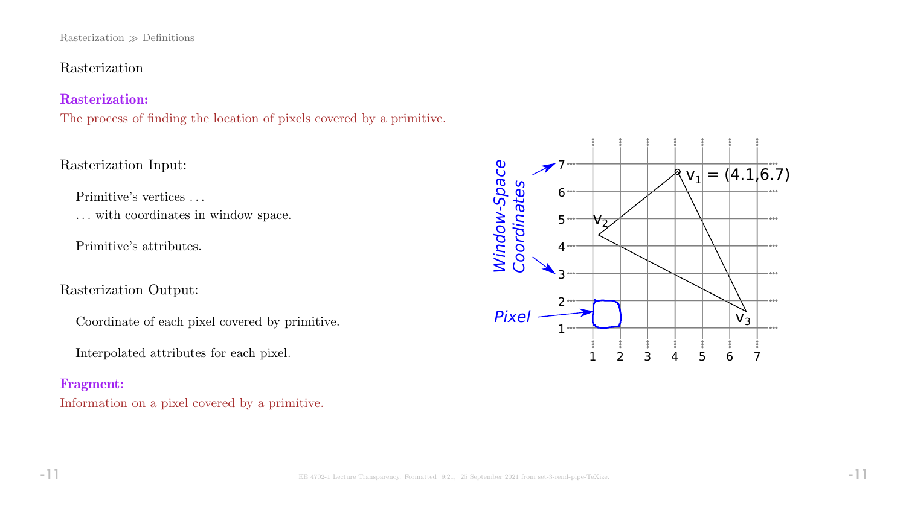Rasterization

**Rasterization:**
The process of finding the location of pixels covered by a primitive.

Rasterization Input:

Primitive's vertices ...
... with coordinates in window space.

Primitive's attributes.

Rasterization Output:

Coordinate of each pixel covered by primitive.

Interpolated attributes for each pixel.

**Fragment:**
Information on a pixel covered by a primitive.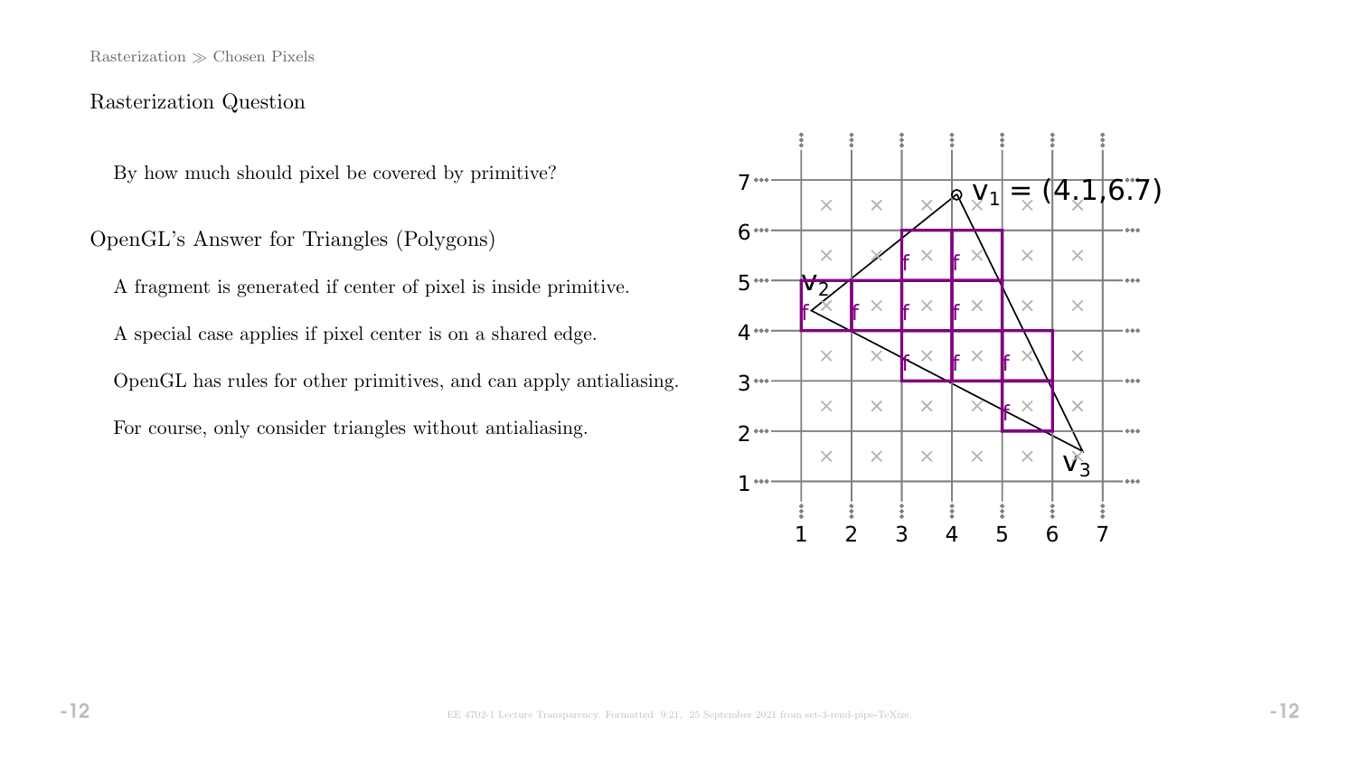## Rasterization Question

By how much should pixel be covered by primitive?

### OpenGL's Answer for Triangles (Polygons)

A fragment is generated if center of pixel is inside primitive.

A special case applies if pixel center is on a shared edge.

OpenGL has rules for other primitives, and can apply antialiasing.

For course, only consider triangles without antialiasing.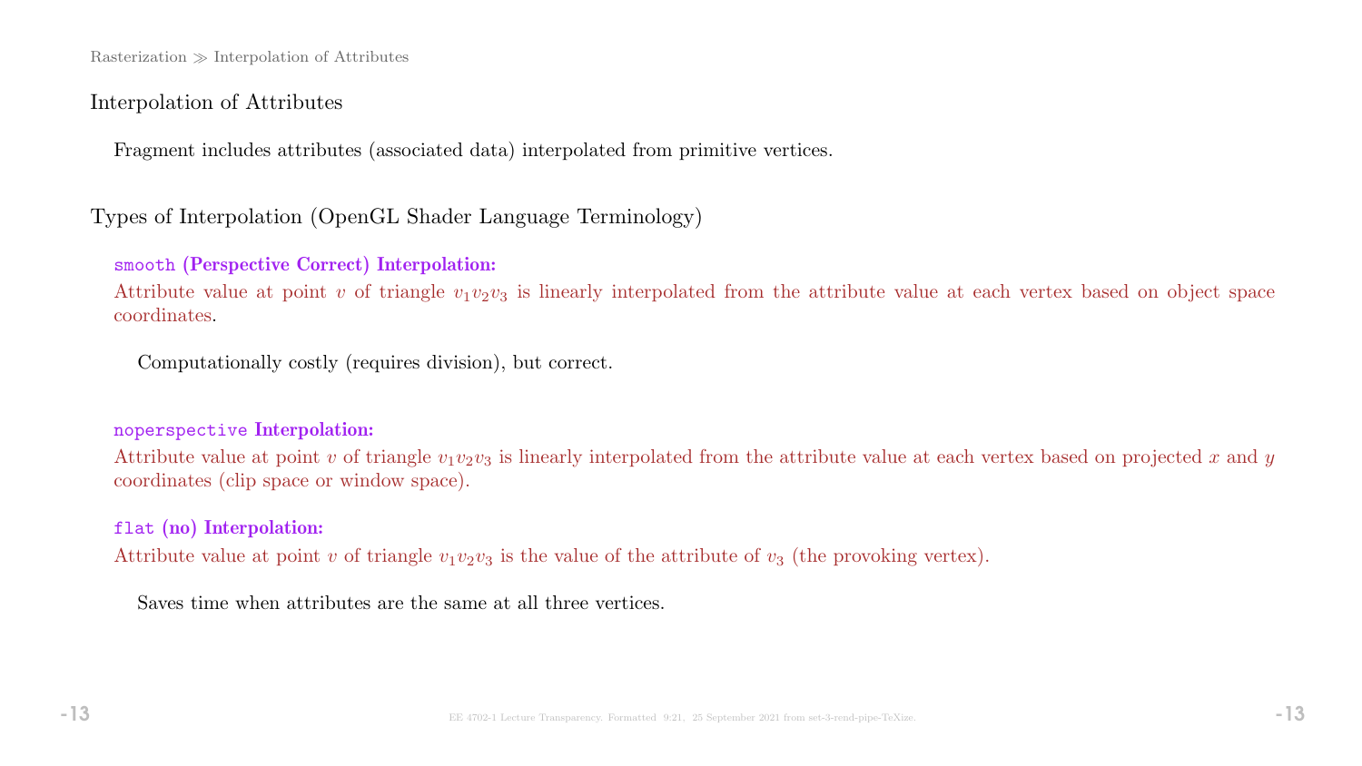## Interpolation of Attributes

Fragment includes attributes (associated data) interpolated from primitive vertices.

### Types of Interpolation (OpenGL Shader Language Terminology)

**`smooth` (Perspective Correct) Interpolation:**

Attribute value at point $v$ of triangle $v_1v_2v_3$ is linearly interpolated from the attribute value at each vertex based on object space coordinates.

Computationally costly (requires division), but correct.

**`noperspective` Interpolation:**

Attribute value at point $v$ of triangle $v_1v_2v_3$ is linearly interpolated from the attribute value at each vertex based on projected $x$ and $y$ coordinates (clip space or window space).

**`flat` (no) Interpolation:**

Attribute value at point $v$ of triangle $v_1v_2v_3$ is the value of the attribute of $v_3$ (the provoking vertex).

Saves time when attributes are the same at all three vertices.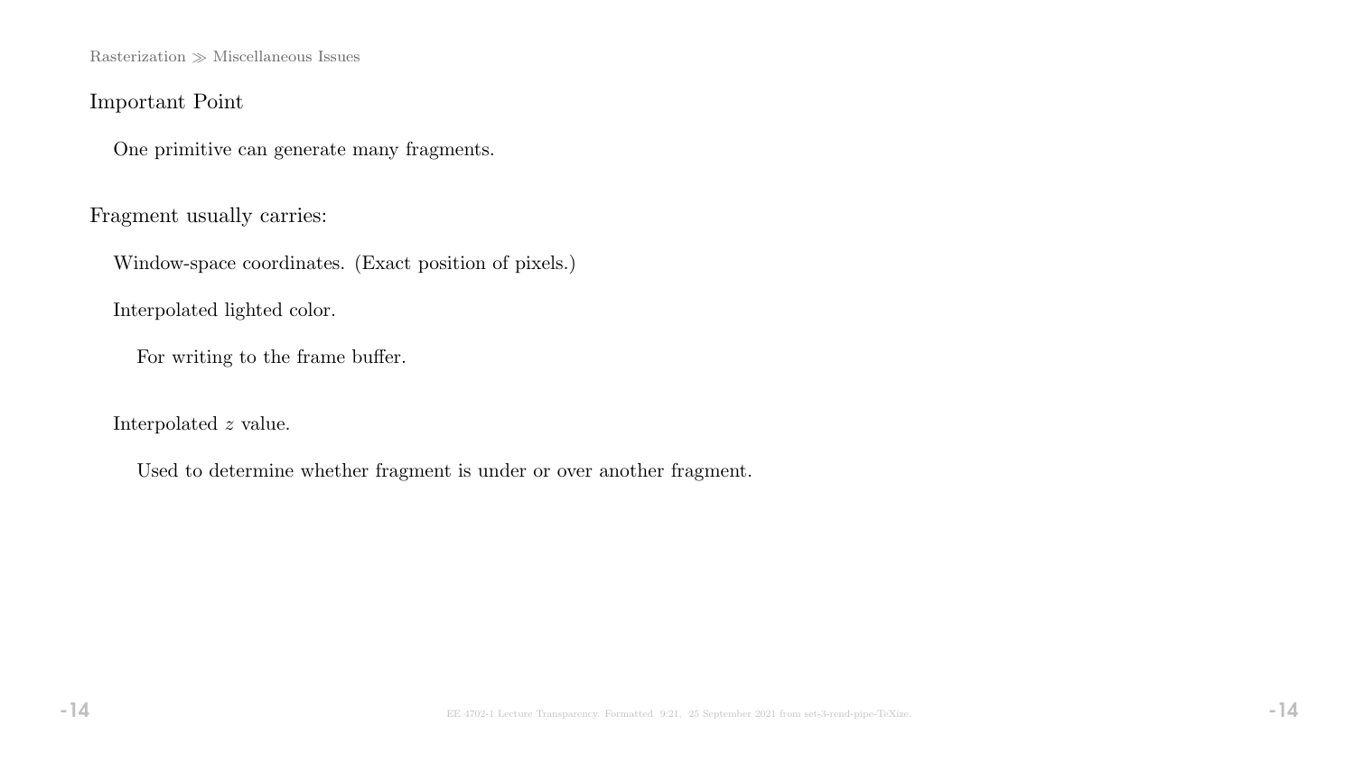## Important Point

One primitive can generate many fragments.

## Fragment usually carries:

Window-space coordinates. (Exact position of pixels.)

Interpolated lighted color.

- For writing to the frame buffer.

Interpolated $z$ value.

- Used to determine whether fragment is under or over another fragment.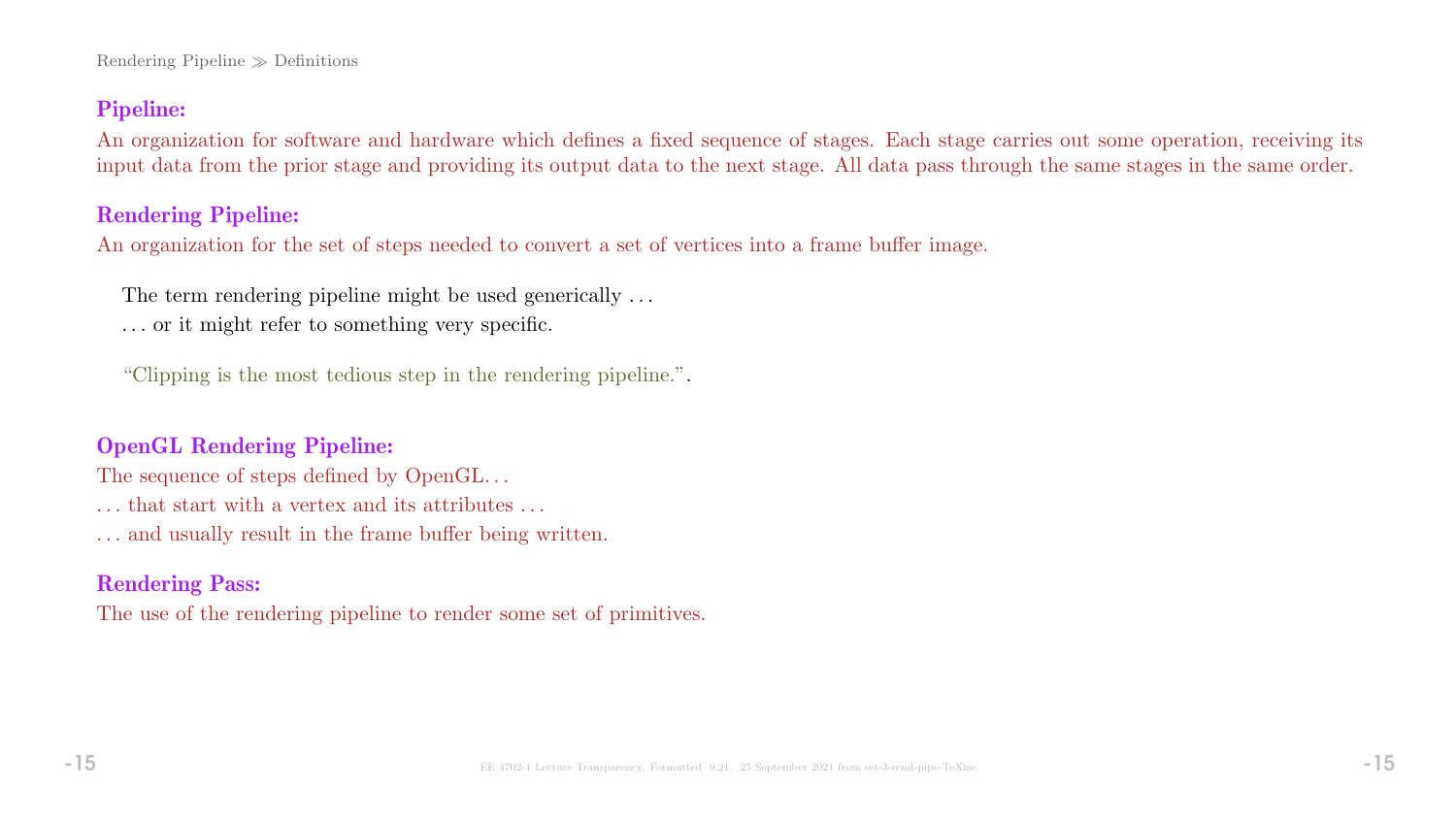**Pipeline:**

An organization for software and hardware which defines a fixed sequence of stages. Each stage carries out some operation, receiving its input data from the prior stage and providing its output data to the next stage. All data pass through the same stages in the same order.

**Rendering Pipeline:**

An organization for the set of steps needed to convert a set of vertices into a frame buffer image.

The term rendering pipeline might be used generically . . .
. . . or it might refer to something very specific.

"Clipping is the most tedious step in the rendering pipeline.".

**OpenGL Rendering Pipeline:**

The sequence of steps defined by OpenGL. . .
. . . that start with a vertex and its attributes . . .
. . . and usually result in the frame buffer being written.

**Rendering Pass:**

The use of the rendering pipeline to render some set of primitives.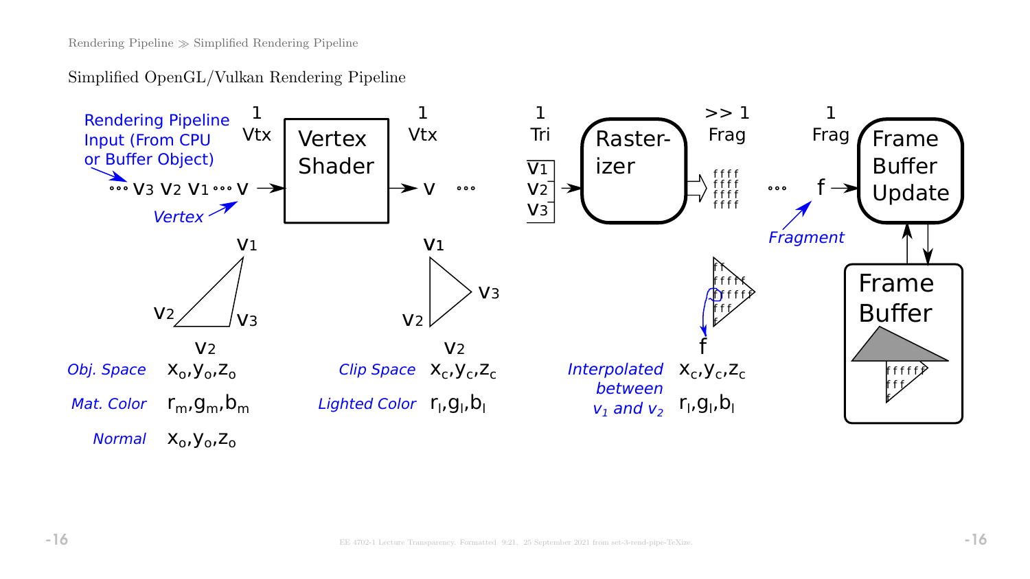## Simplified OpenGL/Vulkan Rendering Pipeline

*Rendering Pipeline Input (From CPU or Buffer Object)*

∘∘∘ $v_3$ $v_2$ $v_1$ ∘∘∘ v → **Vertex Shader** → v ∘∘∘ → **Rasterizer** → ffff ∘∘∘ f → **Frame Buffer Update** ⇄ **Frame Buffer**

- 1 Vtx (input to Vertex Shader) — *Vertex*
- 1 Vtx (output of Vertex Shader)
- 1 Tri ($v_1$, $v_2$, $v_3$) (input to Rasterizer)
- >> 1 Frag (output of Rasterizer)
- 1 Frag (input to Frame Buffer Update) — *Fragment*

| | $v_2$ |
|---|---|
| *Obj. Space* | $x_o, y_o, z_o$ |
| *Mat. Color* | $r_m, g_m, b_m$ |
| *Normal* | $x_o, y_o, z_o$ |

| | $v_2$ |
|---|---|
| *Clip Space* | $x_c, y_c, z_c$ |
| *Lighted Color* | $r_l, g_l, b_l$ |

| *Interpolated between $v_1$ and $v_2$* | f |
|---|---|
| | $x_c, y_c, z_c$ |
| | $r_l, g_l, b_l$ |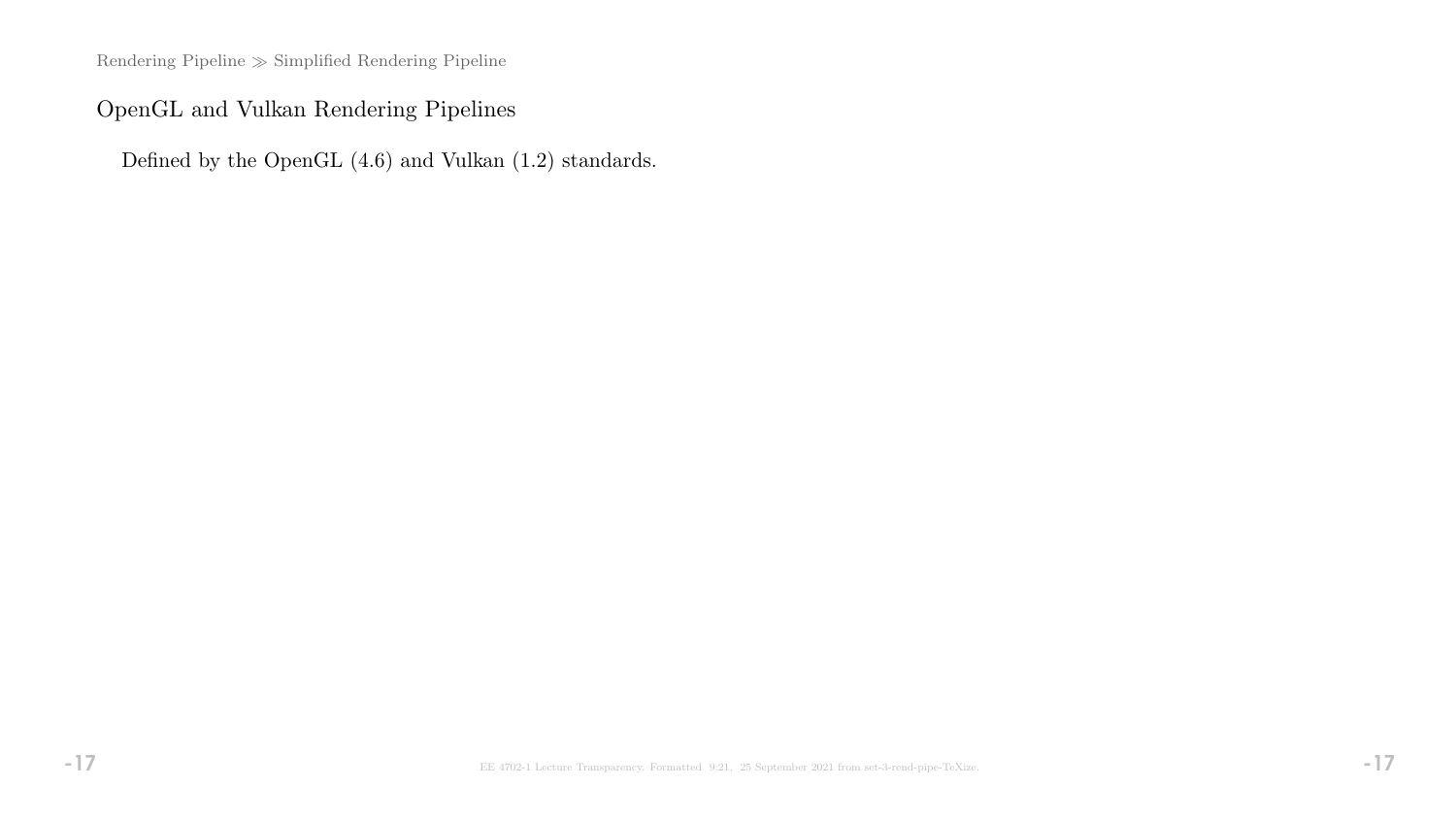## OpenGL and Vulkan Rendering Pipelines

Defined by the OpenGL (4.6) and Vulkan (1.2) standards.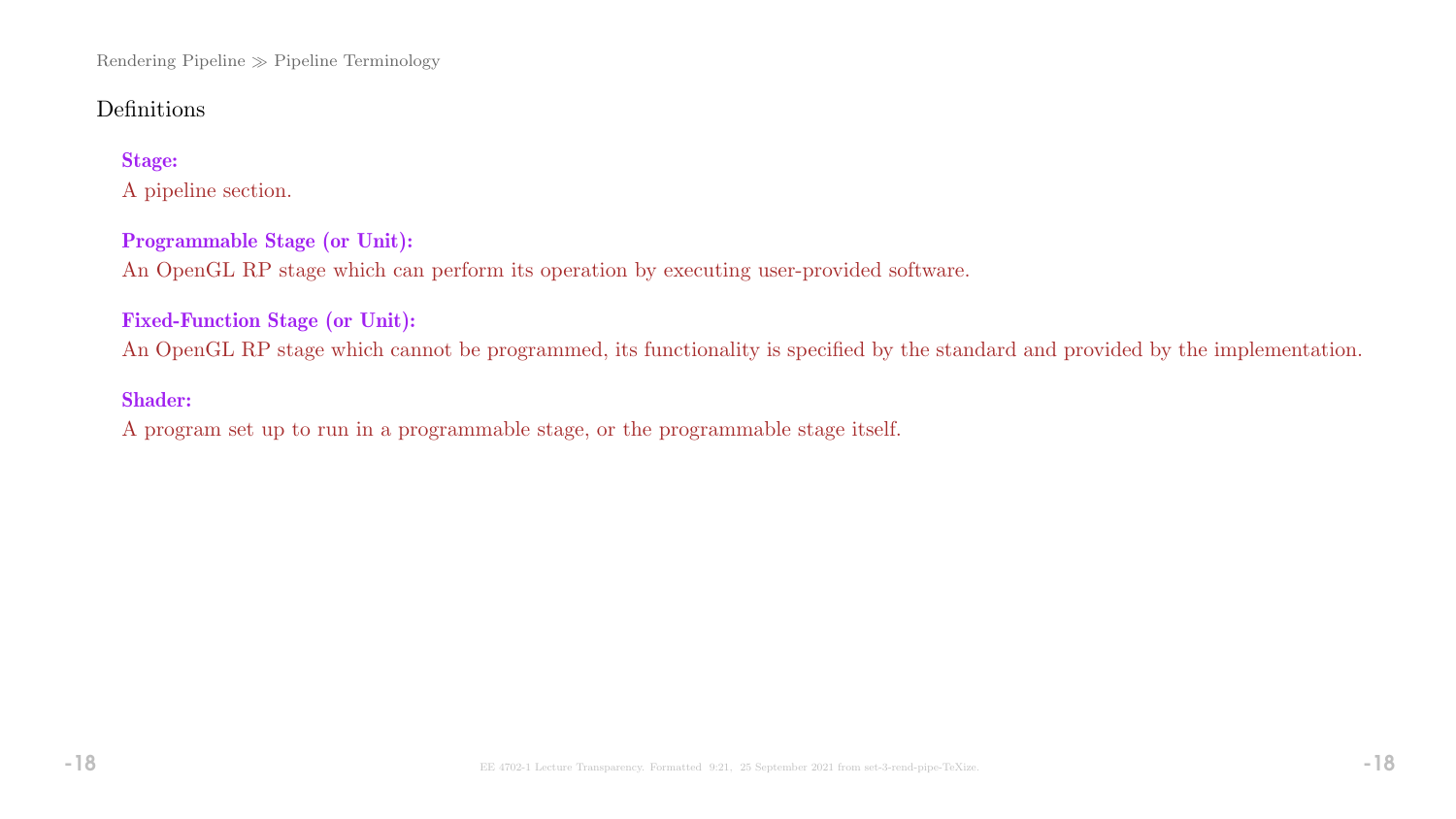## Definitions

**Stage:**
A pipeline section.

**Programmable Stage (or Unit):**
An OpenGL RP stage which can perform its operation by executing user-provided software.

**Fixed-Function Stage (or Unit):**
An OpenGL RP stage which cannot be programmed, its functionality is specified by the standard and provided by the implementation.

**Shader:**
A program set up to run in a programmable stage, or the programmable stage itself.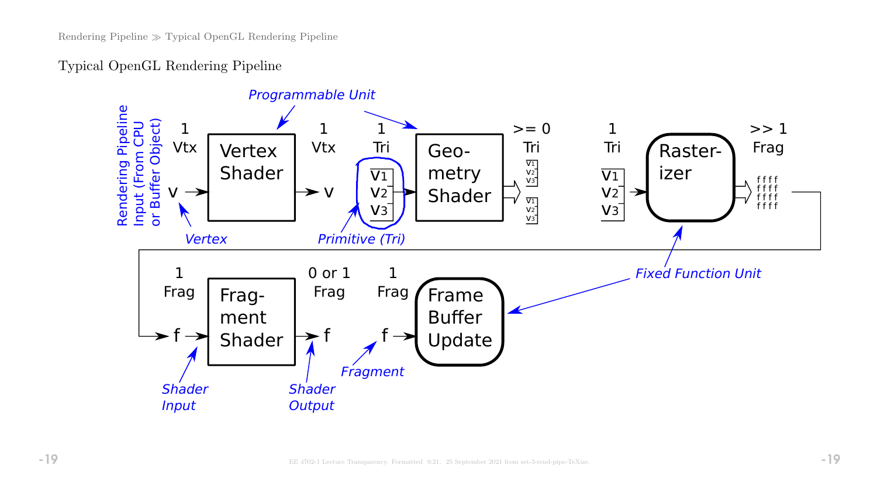## Typical OpenGL Rendering Pipeline

Rendering Pipeline Input (From CPU or Buffer Object)

1 Vtx → v → **Vertex Shader** → 1 Vtx v → 1 Tri $v_1$ $v_2$ $v_3$ → **Geometry Shader** → >= 0 Tri → 1 Tri $v_1$ $v_2$ $v_3$ → **Rasterizer** → >> 1 Frag

1 Frag f → **Fragment Shader** → 0 or 1 Frag f → 1 Frag f → **Frame Buffer Update**

*Programmable Unit*: Vertex Shader, Geometry Shader, Fragment Shader

*Fixed Function Unit*: Rasterizer, Frame Buffer Update

*Vertex*, *Primitive (Tri)*, *Shader Input*, *Shader Output*, *Fragment*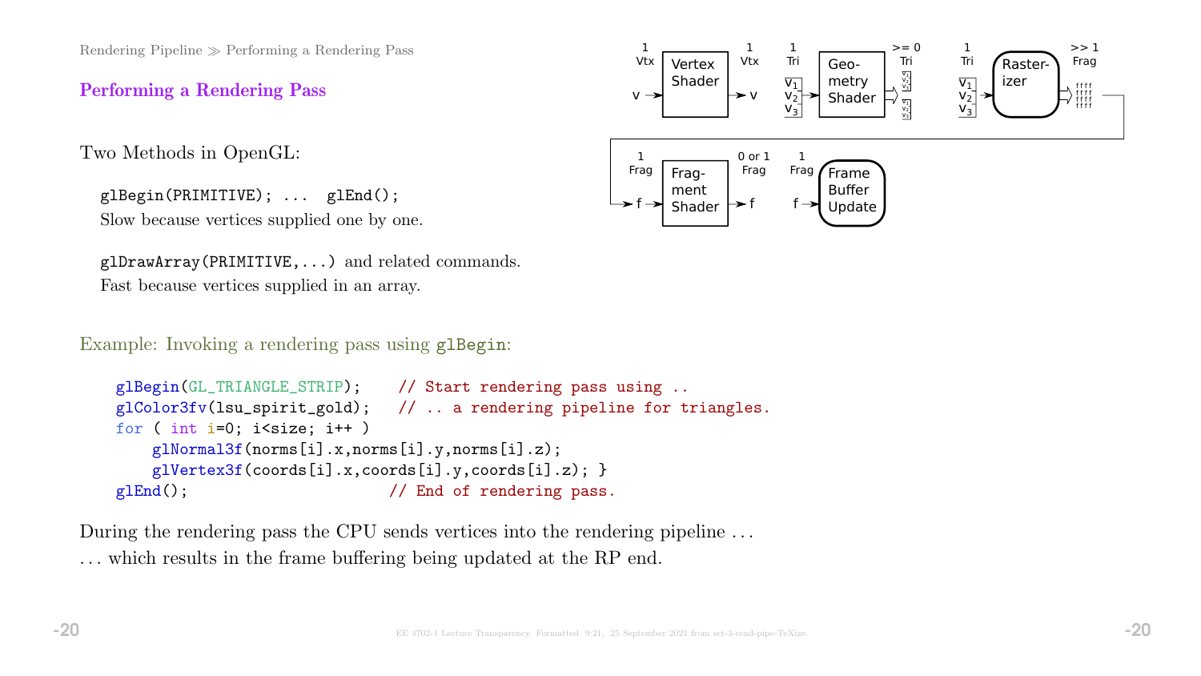## Performing a Rendering Pass

Two Methods in OpenGL:

`glBegin(PRIMITIVE); ... glEnd();`
Slow because vertices supplied one by one.

`glDrawArray(PRIMITIVE,...)` and related commands.
Fast because vertices supplied in an array.

Example: Invoking a rendering pass using `glBegin`:

```
glBegin(GL_TRIANGLE_STRIP);    // Start rendering pass using ..
glColor3fv(lsu_spirit_gold);   // .. a rendering pipeline for triangles.
for ( int i=0; i<size; i++ )
    glNormal3f(norms[i].x,norms[i].y,norms[i].z);
    glVertex3f(coords[i].x,coords[i].y,coords[i].z); }
glEnd();                       // End of rendering pass.
```

During the rendering pass the CPU sends vertices into the rendering pipeline ...
... which results in the frame buffering being updated at the RP end.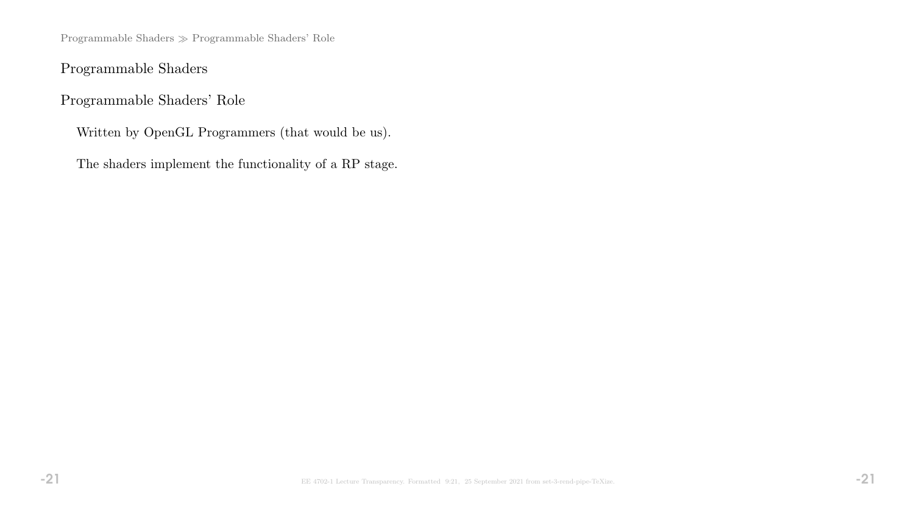# Programmable Shaders

## Programmable Shaders' Role

Written by OpenGL Programmers (that would be us).

The shaders implement the functionality of a RP stage.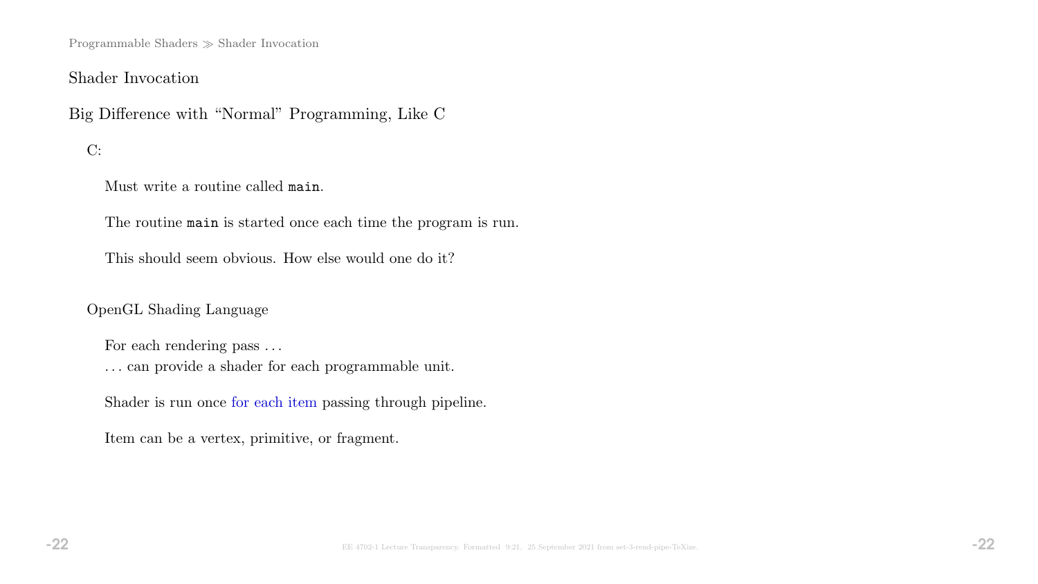## Shader Invocation

### Big Difference with "Normal" Programming, Like C

C:

Must write a routine called `main`.

The routine `main` is started once each time the program is run.

This should seem obvious. How else would one do it?

OpenGL Shading Language

For each rendering pass . . .
. . . can provide a shader for each programmable unit.

Shader is run once for each item passing through pipeline.

Item can be a vertex, primitive, or fragment.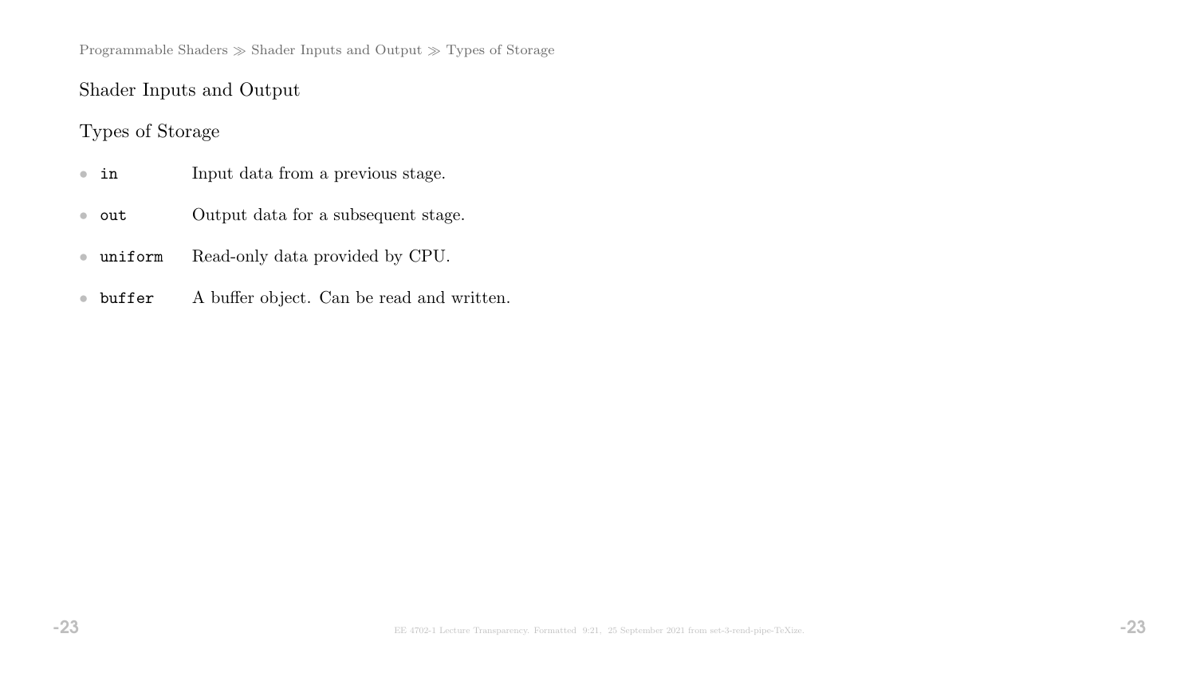## Shader Inputs and Output

### Types of Storage

- `in` Input data from a previous stage.
- `out` Output data for a subsequent stage.
- `uniform` Read-only data provided by CPU.
- `buffer` A buffer object. Can be read and written.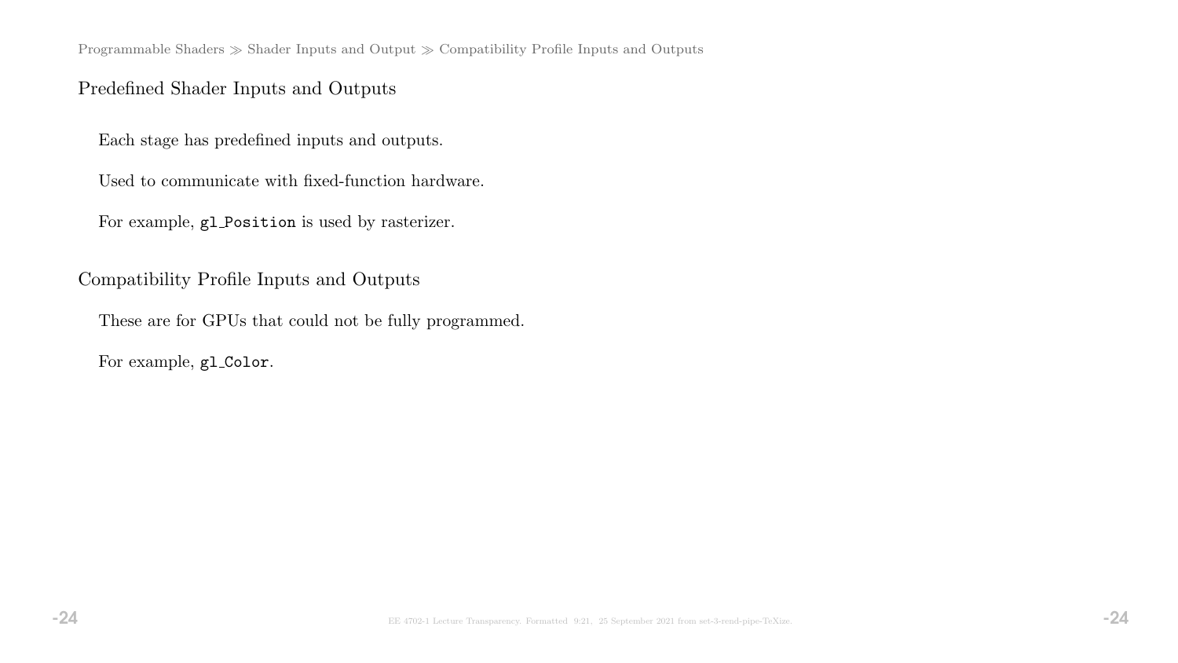## Predefined Shader Inputs and Outputs

Each stage has predefined inputs and outputs.

Used to communicate with fixed-function hardware.

For example, `gl_Position` is used by rasterizer.

## Compatibility Profile Inputs and Outputs

These are for GPUs that could not be fully programmed.

For example, `gl_Color`.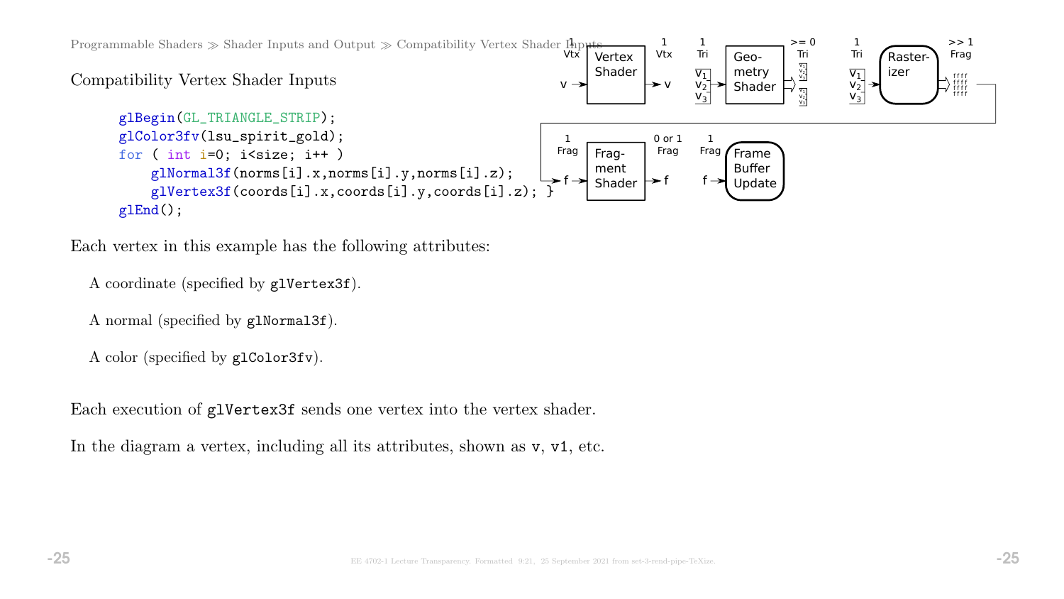## Compatibility Vertex Shader Inputs

```
glBegin(GL_TRIANGLE_STRIP);
glColor3fv(lsu_spirit_gold);
for ( int i=0; i<size; i++ )
    glNormal3f(norms[i].x,norms[i].y,norms[i].z);
    glVertex3f(coords[i].x,coords[i].y,coords[i].z); }
glEnd();
```

Each vertex in this example has the following attributes:

A coordinate (specified by `glVertex3f`).

A normal (specified by `glNormal3f`).

A color (specified by `glColor3fv`).

Each execution of `glVertex3f` sends one vertex into the vertex shader.

In the diagram a vertex, including all its attributes, shown as `v`, `v1`, etc.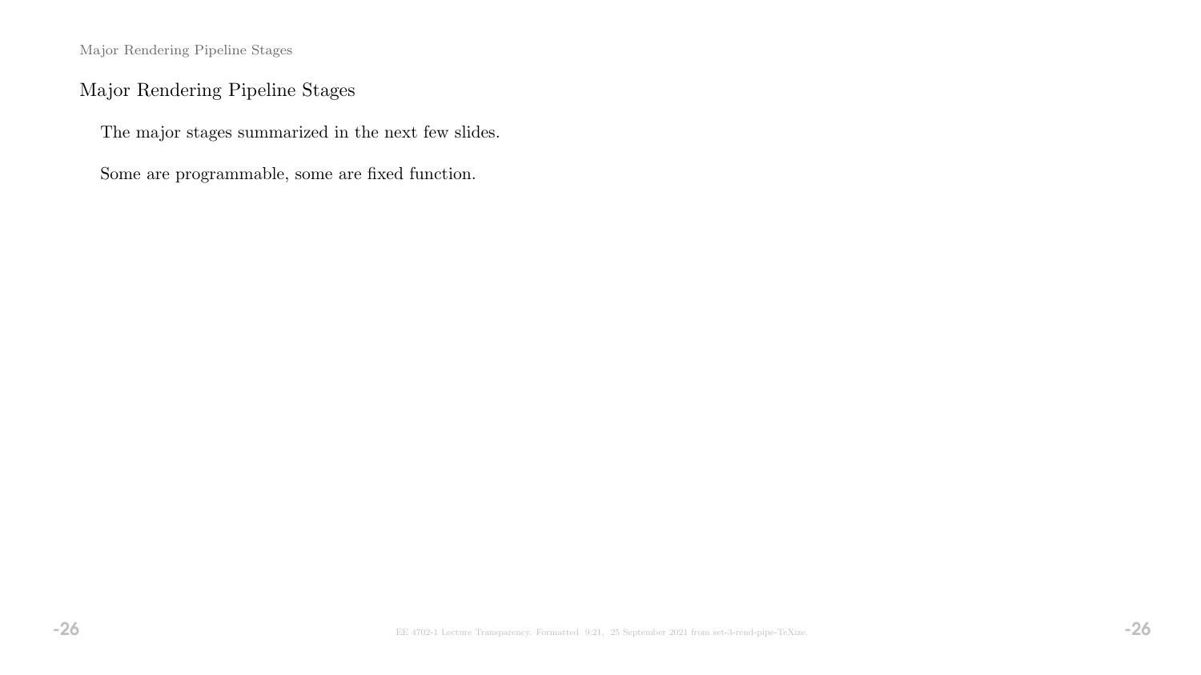## Major Rendering Pipeline Stages

The major stages summarized in the next few slides.

Some are programmable, some are fixed function.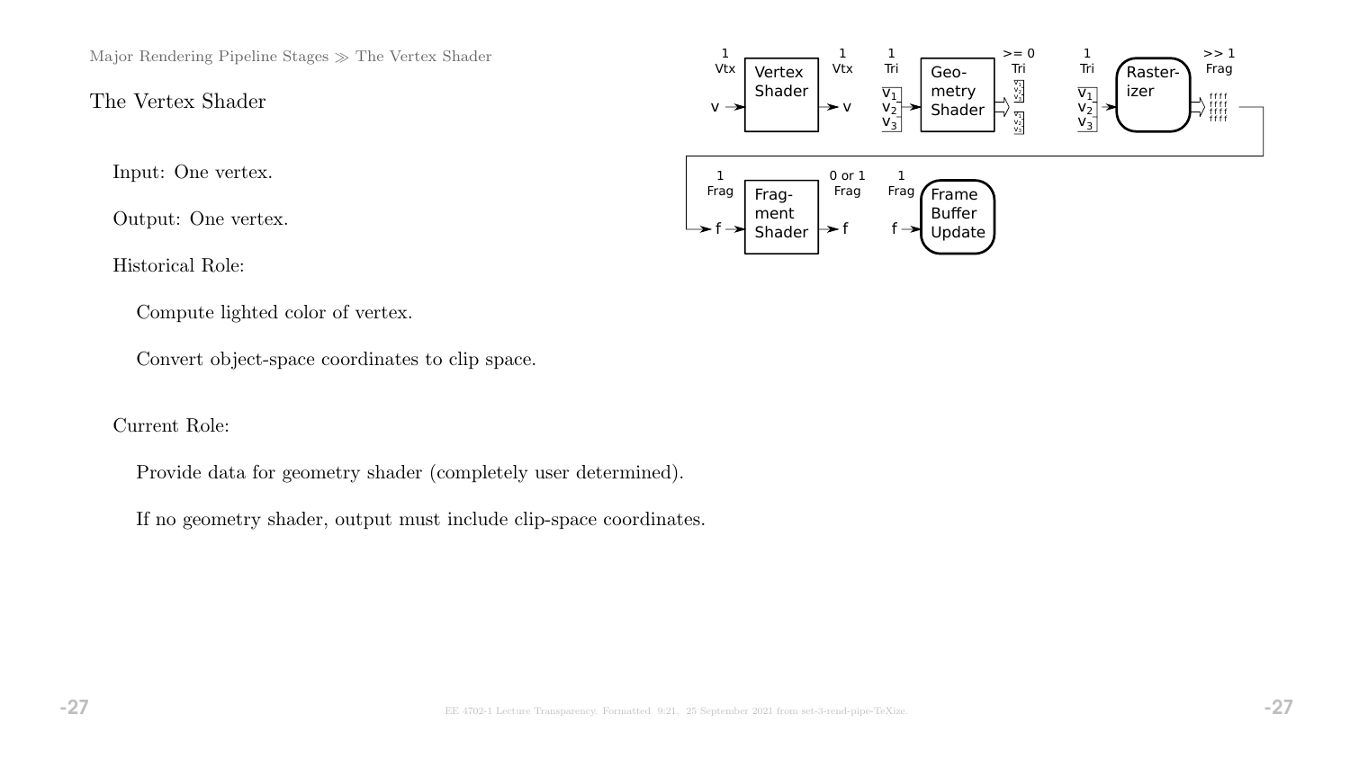## The Vertex Shader

Input: One vertex.

Output: One vertex.

Historical Role:

- Compute lighted color of vertex.
- Convert object-space coordinates to clip space.

Current Role:

- Provide data for geometry shader (completely user determined).
- If no geometry shader, output must include clip-space coordinates.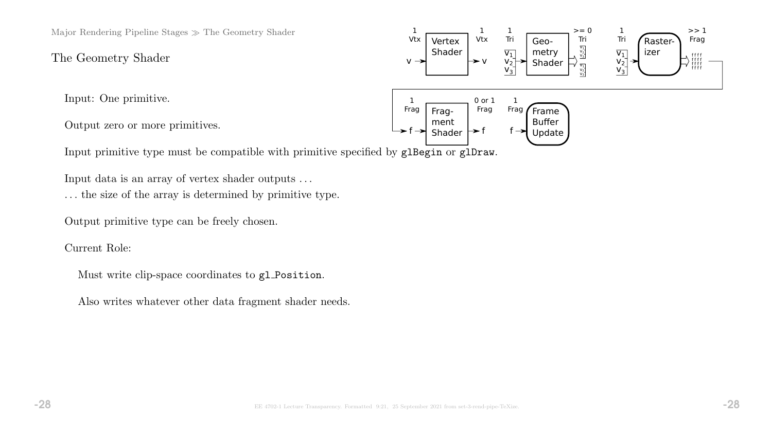# The Geometry Shader

Input: One primitive.

Output zero or more primitives.

Input primitive type must be compatible with primitive specified by `glBegin` or `glDraw`.

Input data is an array of vertex shader outputs . . .
. . . the size of the array is determined by primitive type.

Output primitive type can be freely chosen.

Current Role:

Must write clip-space coordinates to `gl_Position`.

Also writes whatever other data fragment shader needs.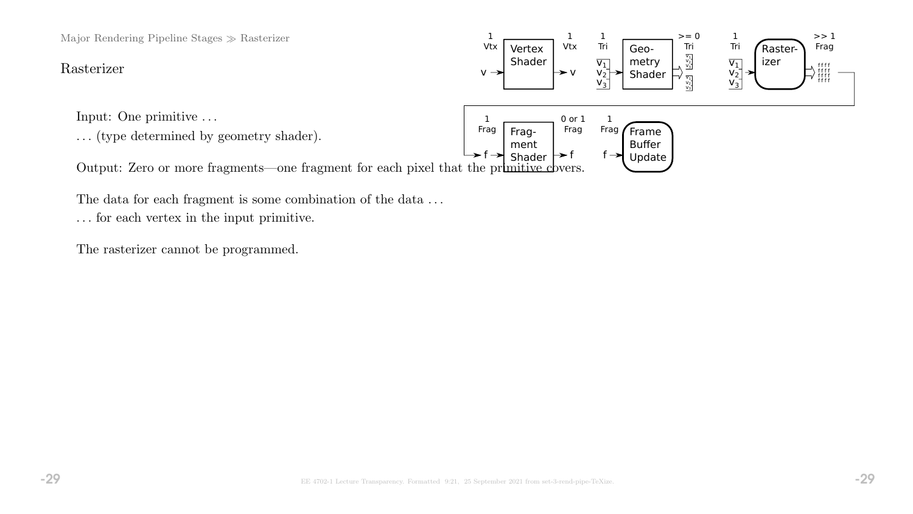## Rasterizer

Input: One primitive . . .
. . . (type determined by geometry shader).

Output: Zero or more fragments—one fragment for each pixel that the primitive covers.

The data for each fragment is some combination of the data . . .
. . . for each vertex in the input primitive.

The rasterizer cannot be programmed.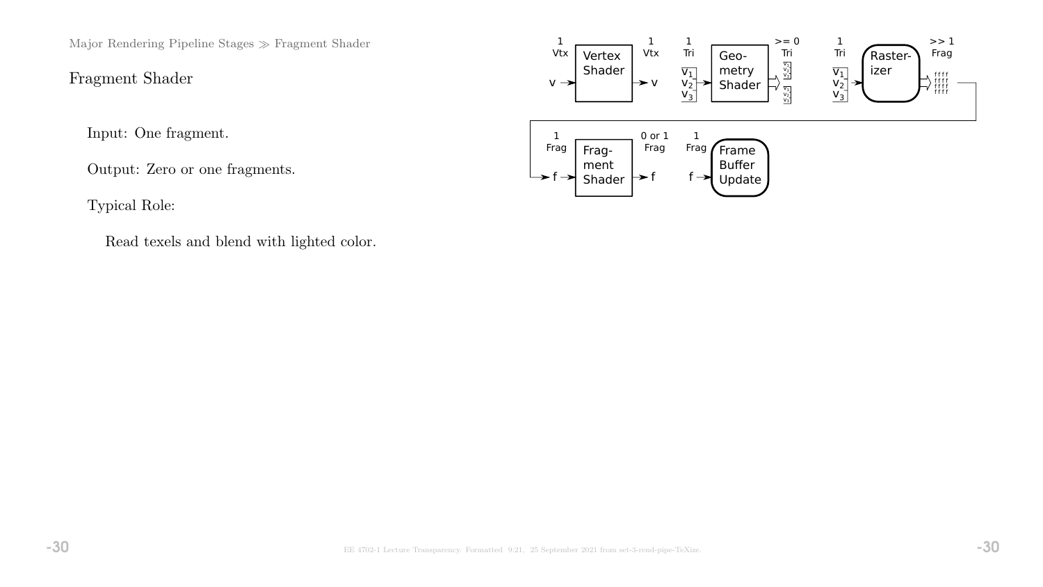Major Rendering Pipeline Stages ≫ Fragment Shader

## Fragment Shader

Input: One fragment.

Output: Zero or one fragments.

Typical Role:

Read texels and blend with lighted color.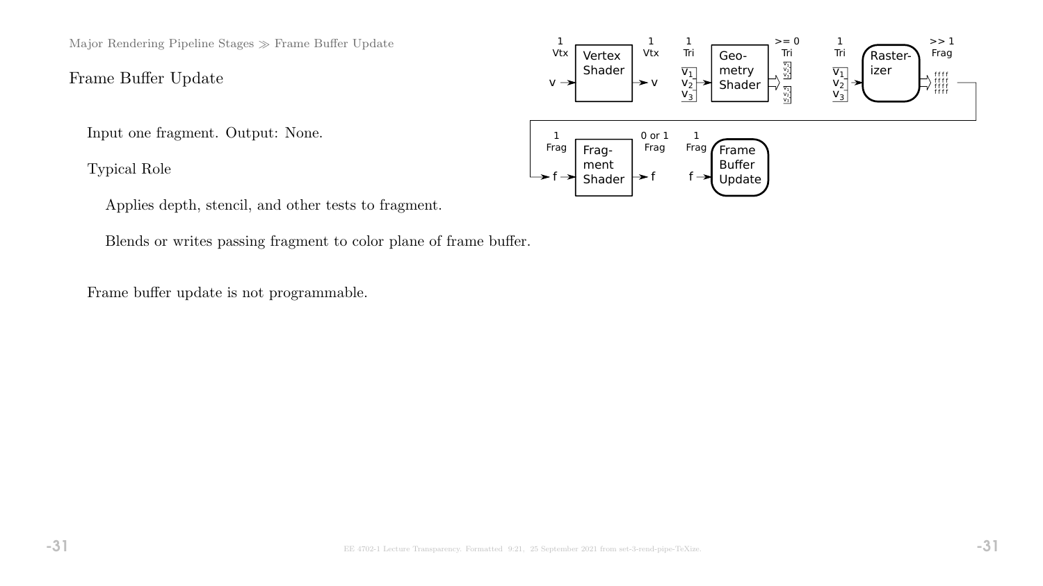# Frame Buffer Update

Input one fragment. Output: None.

Typical Role

Applies depth, stencil, and other tests to fragment.

Blends or writes passing fragment to color plane of frame buffer.

Frame buffer update is not programmable.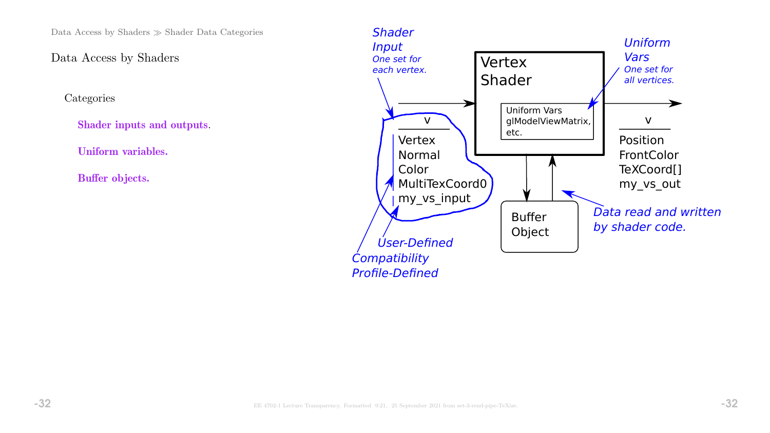Data Access by Shaders

## Data Access by Shaders

Categories

**Shader inputs and outputs**.

**Uniform variables.**

**Buffer objects.**

*Shader Input*
*One set for each vertex.*

v
Vertex
Normal
Color
MultiTexCoord0
my_vs_input

*User-Defined*

*Compatibility Profile-Defined*

Vertex Shader

Uniform Vars
glModelViewMatrix,
etc.

*Uniform Vars*
*One set for all vertices.*

v
Position
FrontColor
TeXCoord[]
my_vs_out

Buffer Object

*Data read and written by shader code.*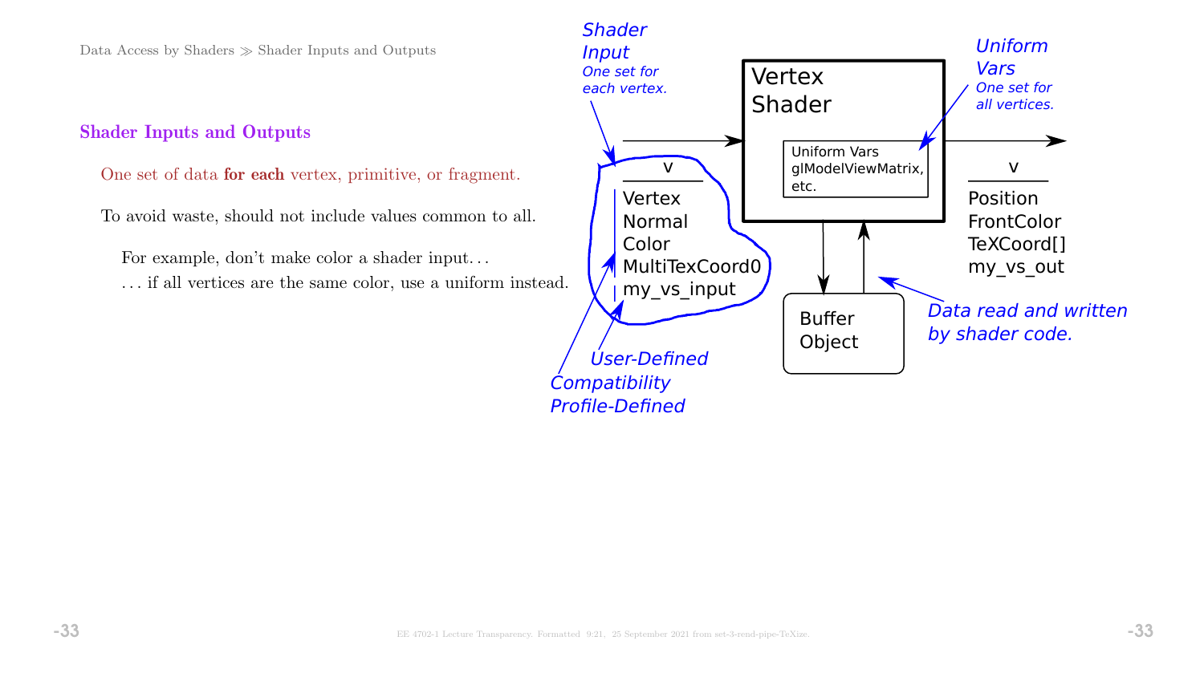## Shader Inputs and Outputs

One set of data **for each** vertex, primitive, or fragment.

To avoid waste, should not include values common to all.

For example, don't make color a shader input...

... if all vertices are the same color, use a uniform instead.

*Shader Input*
*One set for each vertex.*

v

Vertex
Normal
Color
MultiTexCoord0
my_vs_input

*User-Defined*
*Compatibility Profile-Defined*

Vertex Shader

Uniform Vars
glModelViewMatrix,
etc.

*Uniform Vars*
*One set for all vertices.*

v

Position
FrontColor
TeXCoord[]
my_vs_out

Buffer Object

*Data read and written by shader code.*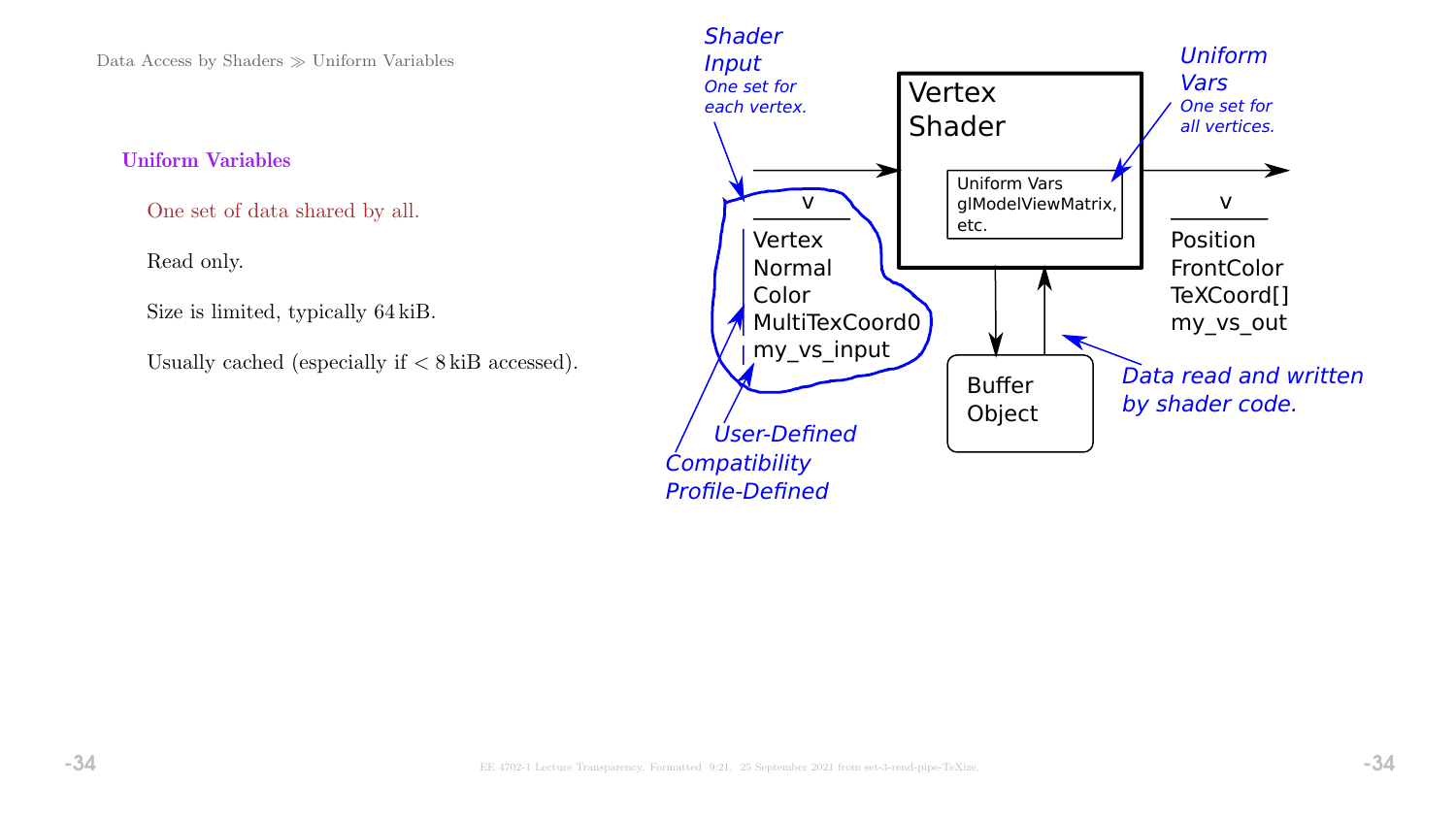## Uniform Variables

One set of data shared by all.

Read only.

Size is limited, typically 64 kiB.

Usually cached (especially if $< 8$ kiB accessed).

*Shader Input* — *One set for each vertex.*

v

- Vertex
- Normal
- Color
- MultiTexCoord0
- my_vs_input

*User-Defined*

*Compatibility Profile-Defined*

**Vertex Shader**

Uniform Vars
glModelViewMatrix,
etc.

*Uniform Vars* — *One set for all vertices.*

v

- Position
- FrontColor
- TeXCoord[]
- my_vs_out

Buffer Object

*Data read and written by shader code.*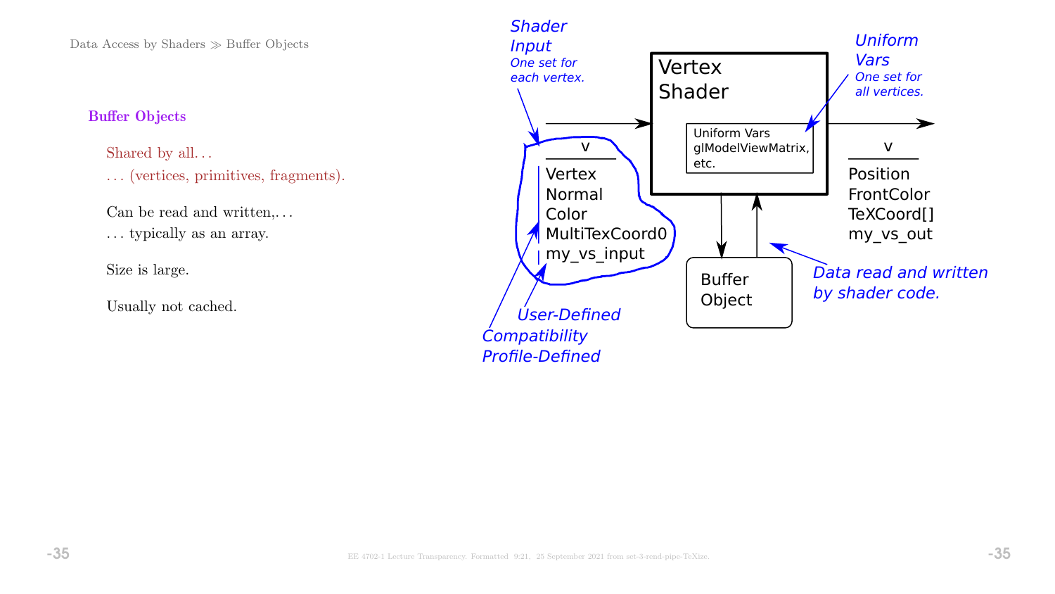### Buffer Objects

Shared by all. . .

. . . (vertices, primitives, fragments).

Can be read and written,. . .

. . . typically as an array.

Size is large.

Usually not cached.

*Shader Input*
*One set for each vertex.*

| v |
|---|
| Vertex |
| Normal |
| Color |
| MultiTexCoord0 |
| my_vs_input |

*User-Defined*

*Compatibility Profile-Defined*

**Vertex Shader**

Uniform Vars
glModelViewMatrix,
etc.

*Uniform Vars*
*One set for all vertices.*

| v |
|---|
| Position |
| FrontColor |
| TeXCoord[] |
| my_vs_out |

Buffer Object

*Data read and written by shader code.*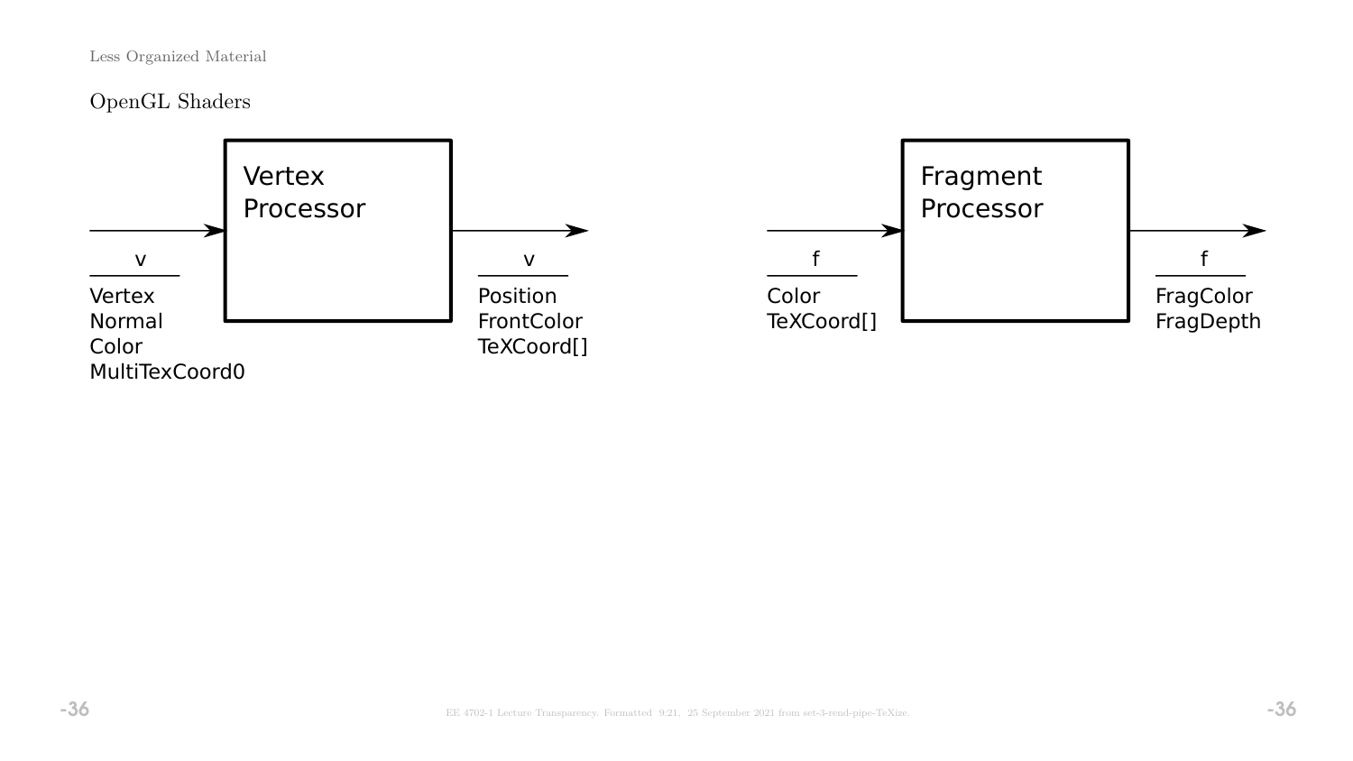Less Organized Material

## OpenGL Shaders

**Vertex Processor**

Inputs (v):
- Vertex
- Normal
- Color
- MultiTexCoord0

Outputs (v):
- Position
- FrontColor
- TeXCoord[]

**Fragment Processor**

Inputs (f):
- Color
- TeXCoord[]

Outputs (f):
- FragColor
- FragDepth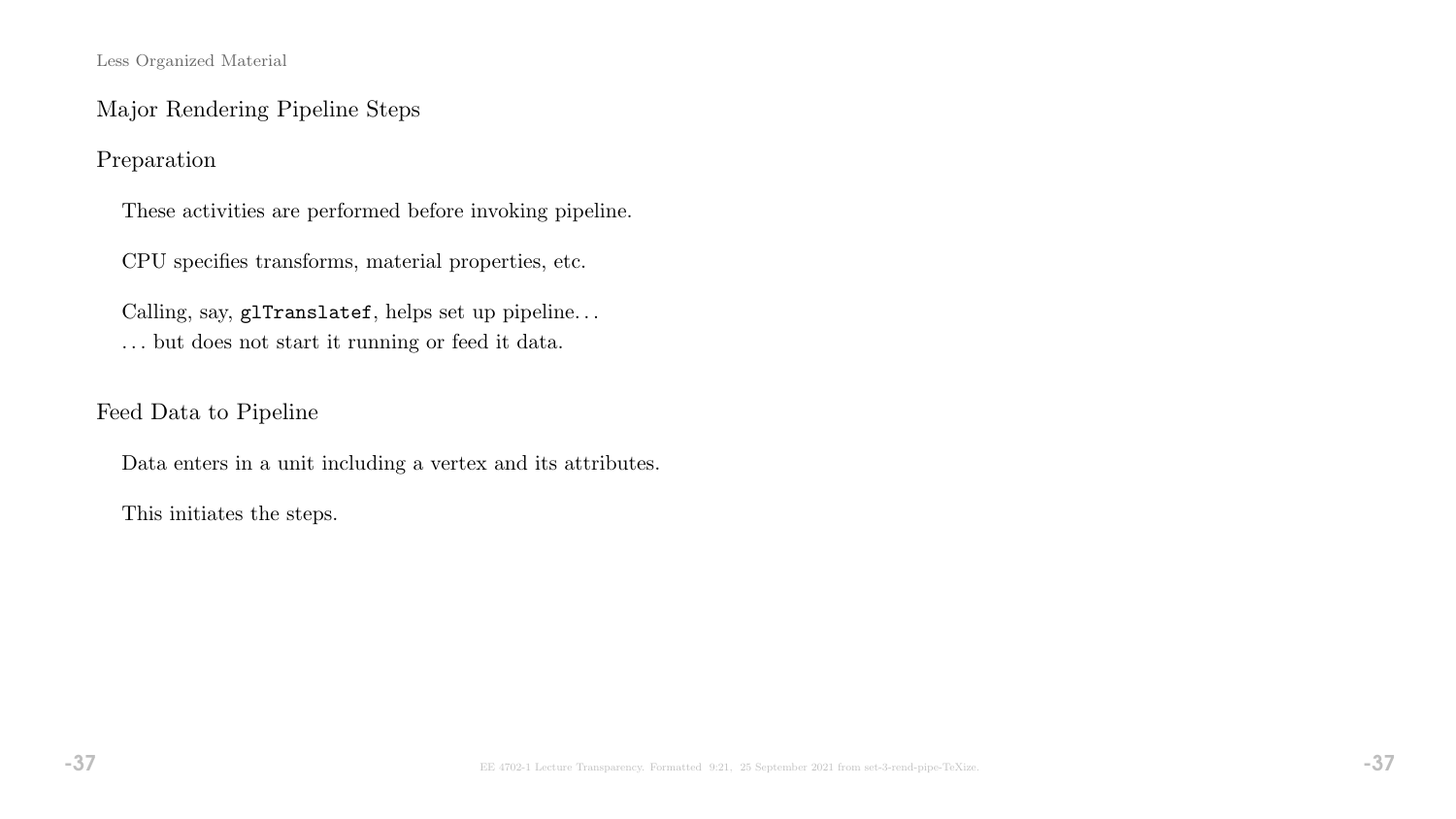## Major Rendering Pipeline Steps

### Preparation

These activities are performed before invoking pipeline.

CPU specifies transforms, material properties, etc.

Calling, say, `glTranslatef`, helps set up pipeline. . .
. . . but does not start it running or feed it data.

### Feed Data to Pipeline

Data enters in a unit including a vertex and its attributes.

This initiates the steps.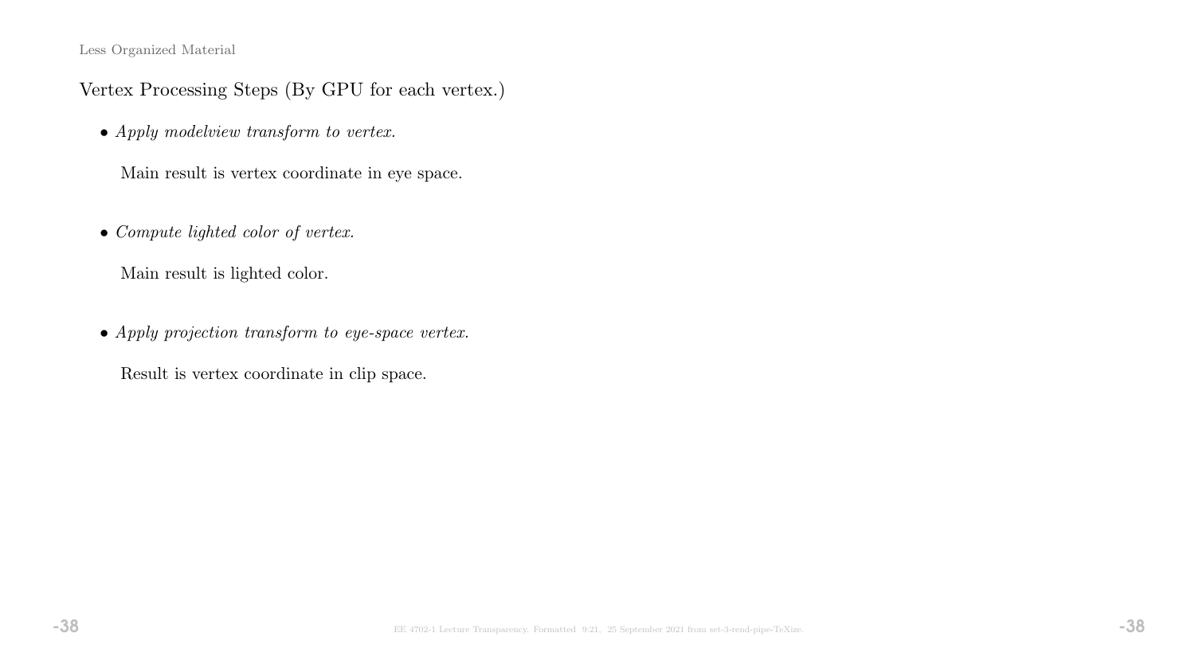## Vertex Processing Steps (By GPU for each vertex.)

- *Apply modelview transform to vertex.*

  Main result is vertex coordinate in eye space.

- *Compute lighted color of vertex.*

  Main result is lighted color.

- *Apply projection transform to eye-space vertex.*

  Result is vertex coordinate in clip space.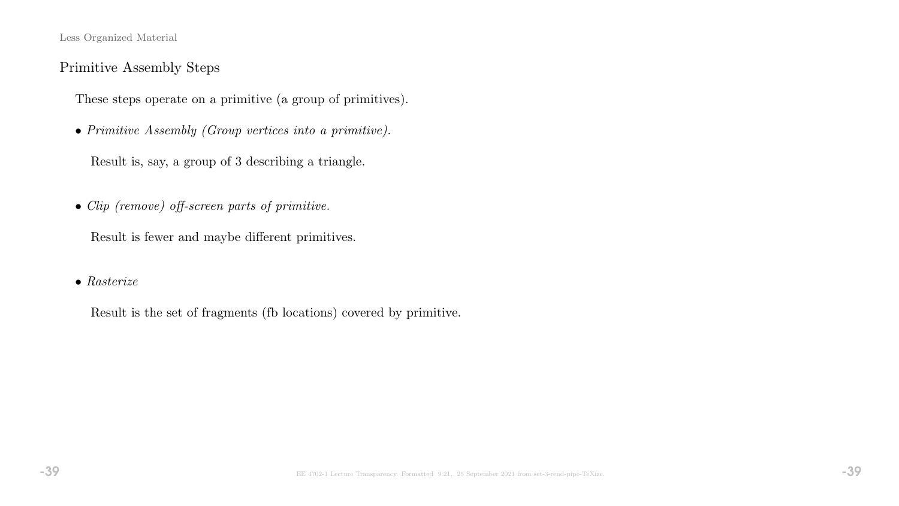## Primitive Assembly Steps

These steps operate on a primitive (a group of primitives).

- *Primitive Assembly (Group vertices into a primitive).*

  Result is, say, a group of 3 describing a triangle.

- *Clip (remove) off-screen parts of primitive.*

  Result is fewer and maybe different primitives.

- *Rasterize*

  Result is the set of fragments (fb locations) covered by primitive.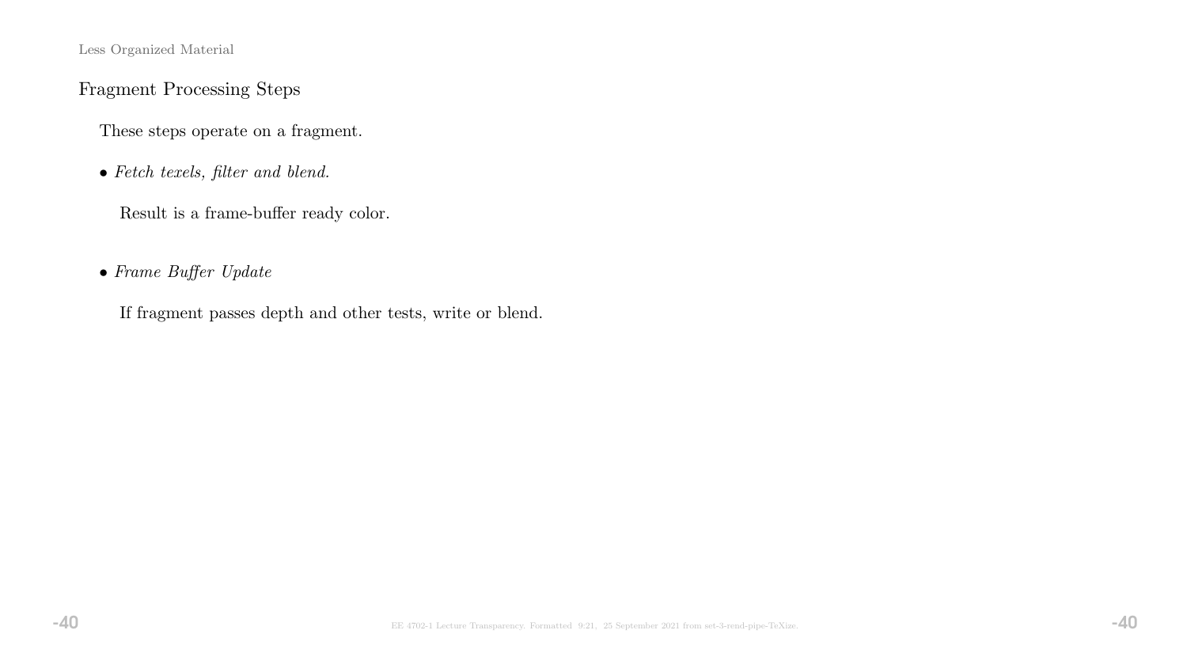## Fragment Processing Steps

These steps operate on a fragment.

- *Fetch texels, filter and blend.*

  Result is a frame-buffer ready color.

- *Frame Buffer Update*

  If fragment passes depth and other tests, write or blend.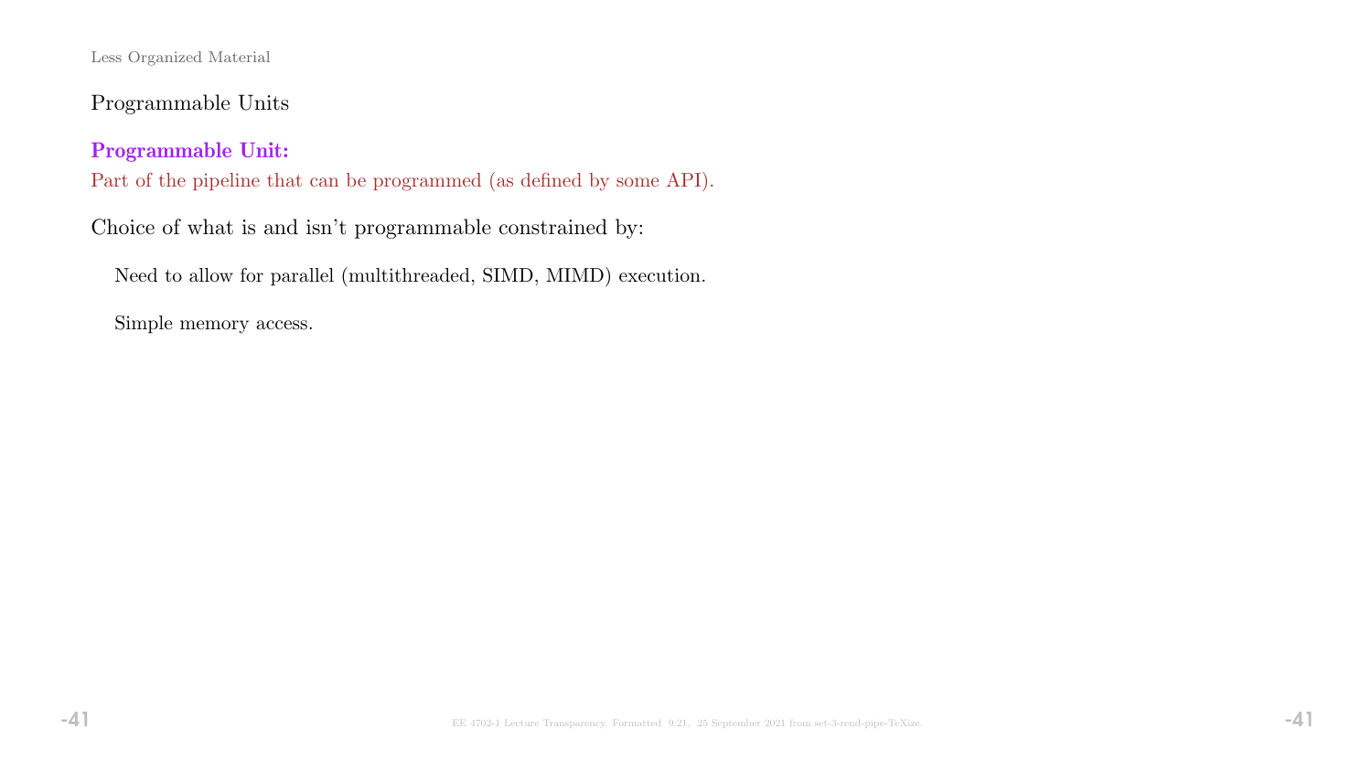Less Organized Material

## Programmable Units

**Programmable Unit:**
Part of the pipeline that can be programmed (as defined by some API).

Choice of what is and isn't programmable constrained by:

Need to allow for parallel (multithreaded, SIMD, MIMD) execution.

Simple memory access.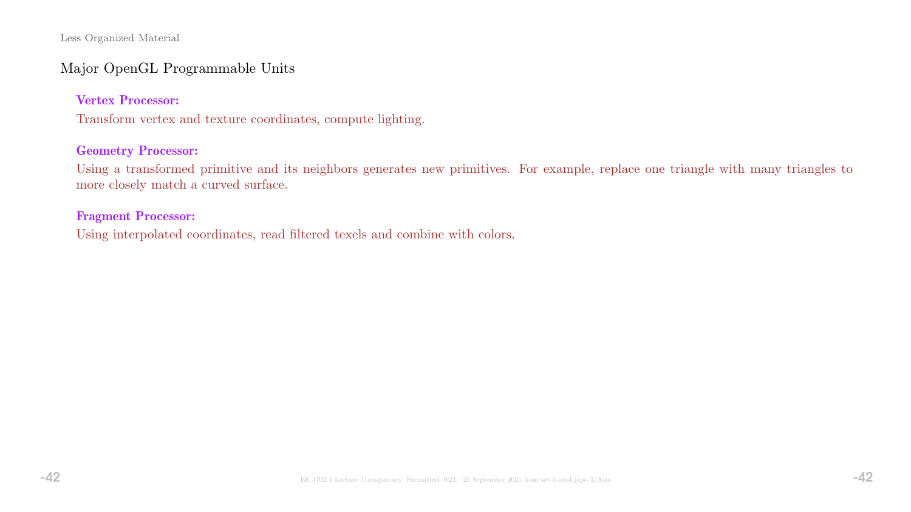## Major OpenGL Programmable Units

**Vertex Processor:**

Transform vertex and texture coordinates, compute lighting.

**Geometry Processor:**

Using a transformed primitive and its neighbors generates new primitives. For example, replace one triangle with many triangles to more closely match a curved surface.

**Fragment Processor:**

Using interpolated coordinates, read filtered texels and combine with colors.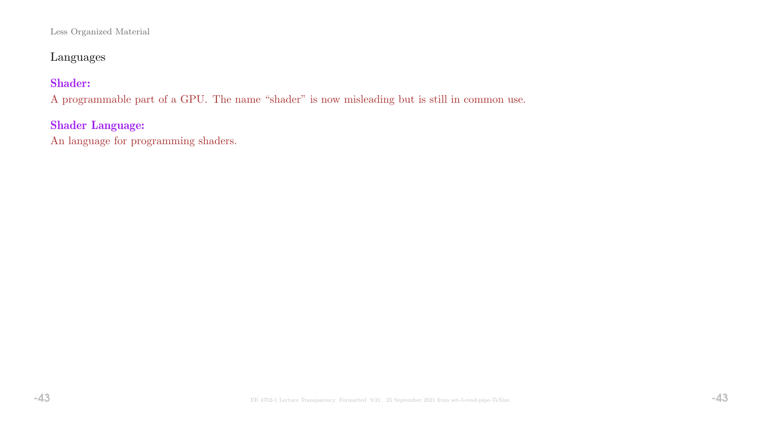Less Organized Material

## Languages

**Shader:**
A programmable part of a GPU. The name "shader" is now misleading but is still in common use.

**Shader Language:**
An language for programming shaders.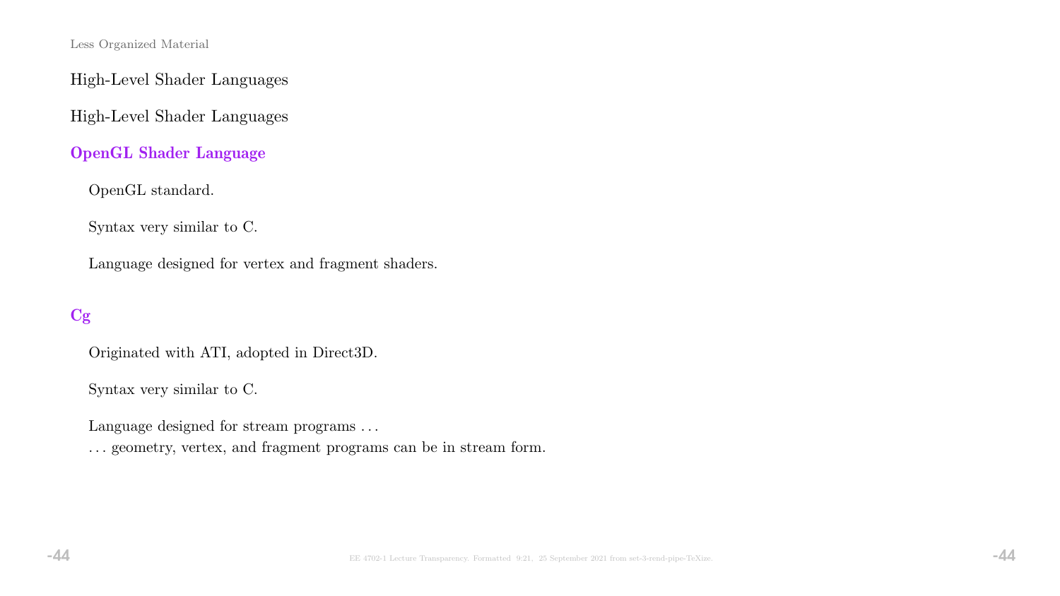Less Organized Material

High-Level Shader Languages

High-Level Shader Languages

### OpenGL Shader Language

OpenGL standard.

Syntax very similar to C.

Language designed for vertex and fragment shaders.

### Cg

Originated with ATI, adopted in Direct3D.

Syntax very similar to C.

Language designed for stream programs . . .
. . . geometry, vertex, and fragment programs can be in stream form.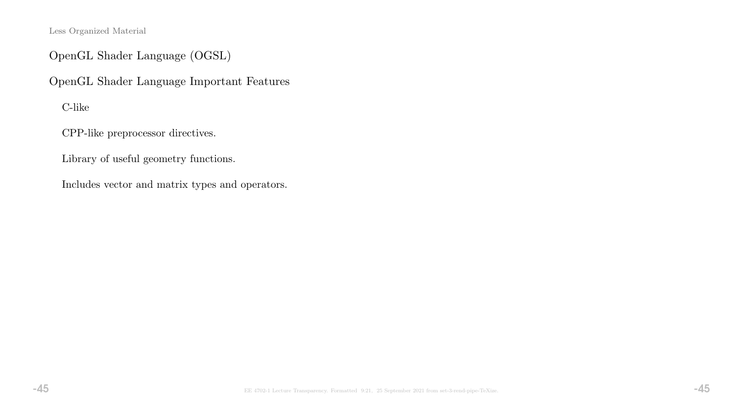Less Organized Material

## OpenGL Shader Language (OGSL)

### OpenGL Shader Language Important Features

- C-like
- CPP-like preprocessor directives.
- Library of useful geometry functions.
- Includes vector and matrix types and operators.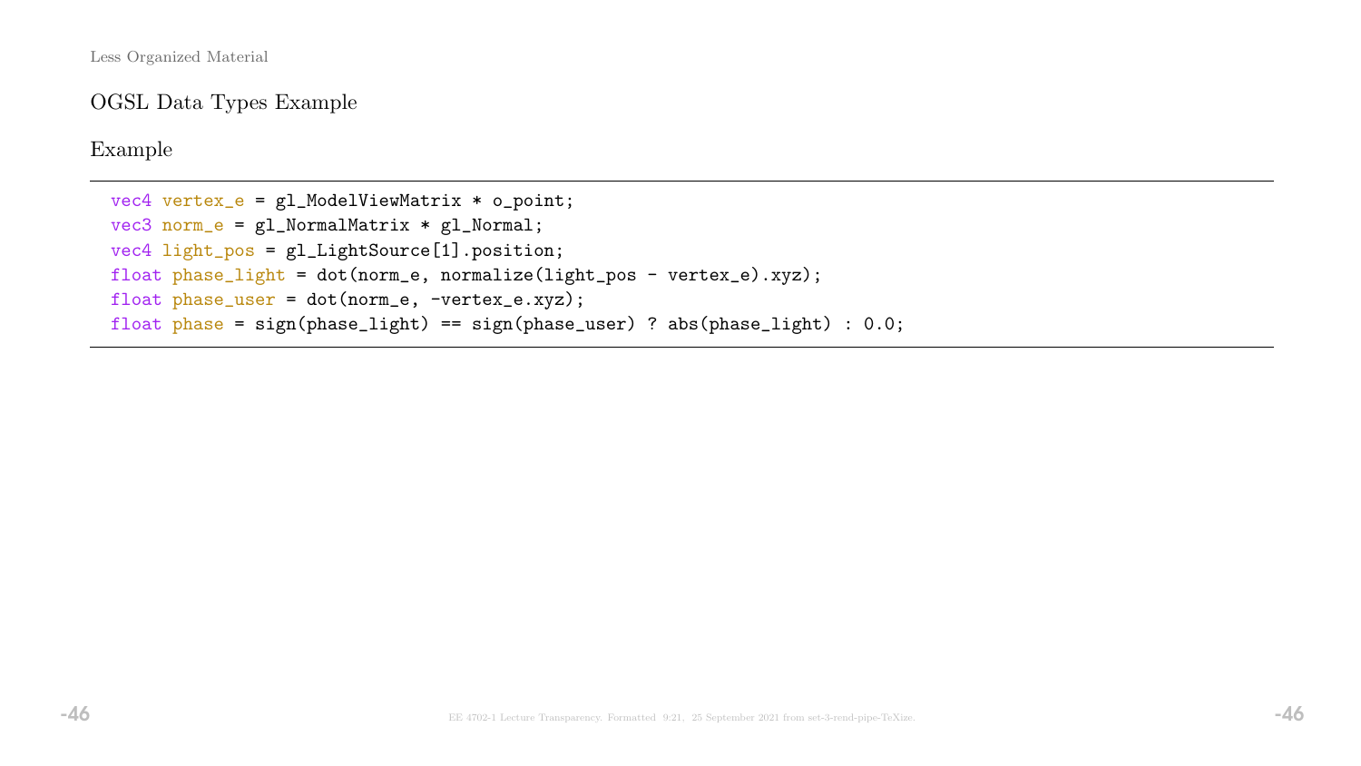## OGSL Data Types Example

### Example

```
vec4 vertex_e = gl_ModelViewMatrix * o_point;
vec3 norm_e = gl_NormalMatrix * gl_Normal;
vec4 light_pos = gl_LightSource[1].position;
float phase_light = dot(norm_e, normalize(light_pos - vertex_e).xyz);
float phase_user = dot(norm_e, -vertex_e.xyz);
float phase = sign(phase_light) == sign(phase_user) ? abs(phase_light) : 0.0;
```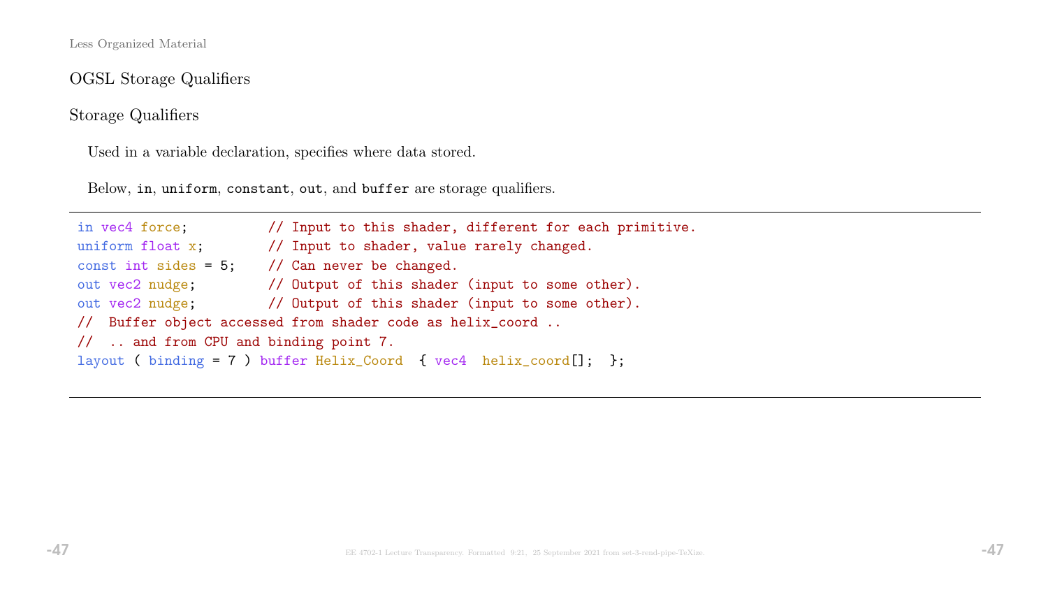Less Organized Material

## OGSL Storage Qualifiers

### Storage Qualifiers

Used in a variable declaration, specifies where data stored.

Below, `in`, `uniform`, `constant`, `out`, and `buffer` are storage qualifiers.

```
in vec4 force;          // Input to this shader, different for each primitive.
uniform float x;        // Input to shader, value rarely changed.
const int sides = 5;    // Can never be changed.
out vec2 nudge;         // Output of this shader (input to some other).
out vec2 nudge;         // Output of this shader (input to some other).
//  Buffer object accessed from shader code as helix_coord ..
//  .. and from CPU and binding point 7.
layout ( binding = 7 ) buffer Helix_Coord  { vec4  helix_coord[];  };
```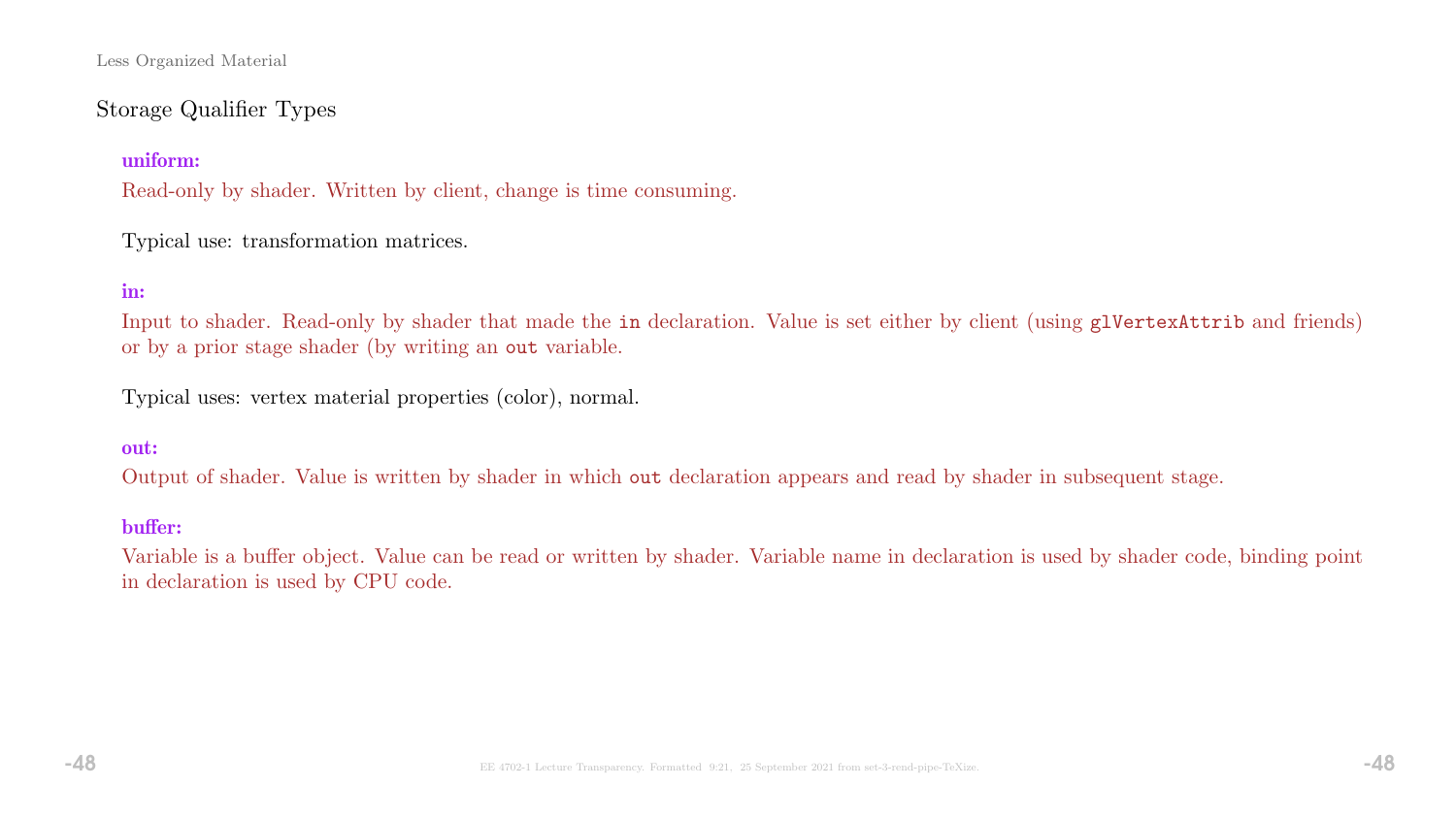## Storage Qualifier Types

**uniform:**

Read-only by shader. Written by client, change is time consuming.

Typical use: transformation matrices.

**in:**

Input to shader. Read-only by shader that made the `in` declaration. Value is set either by client (using `glVertexAttrib` and friends) or by a prior stage shader (by writing an `out` variable.

Typical uses: vertex material properties (color), normal.

**out:**

Output of shader. Value is written by shader in which `out` declaration appears and read by shader in subsequent stage.

**buffer:**

Variable is a buffer object. Value can be read or written by shader. Variable name in declaration is used by shader code, binding point in declaration is used by CPU code.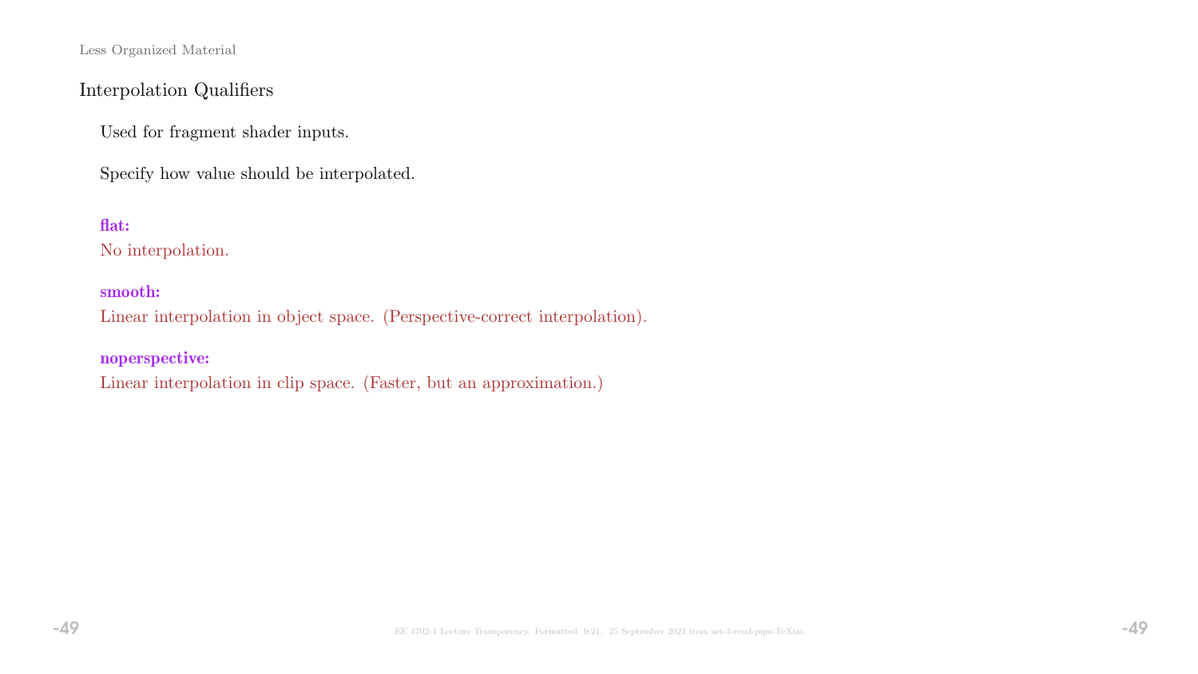## Interpolation Qualifiers

Used for fragment shader inputs.

Specify how value should be interpolated.

**flat:**
No interpolation.

**smooth:**
Linear interpolation in object space. (Perspective-correct interpolation).

**noperspective:**
Linear interpolation in clip space. (Faster, but an approximation.)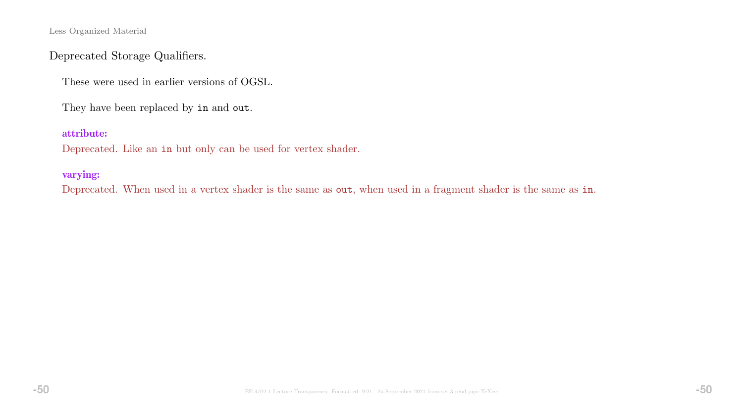## Deprecated Storage Qualifiers.

These were used in earlier versions of OGSL.

They have been replaced by `in` and `out`.

**attribute:**
Deprecated. Like an `in` but only can be used for vertex shader.

**varying:**
Deprecated. When used in a vertex shader is the same as `out`, when used in a fragment shader is the same as `in`.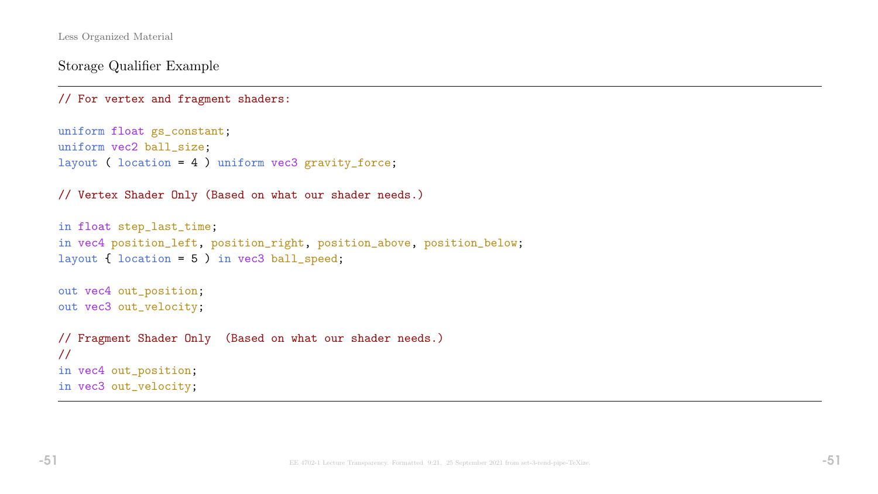## Storage Qualifier Example

```
// For vertex and fragment shaders:

uniform float gs_constant;
uniform vec2 ball_size;
layout ( location = 4 ) uniform vec3 gravity_force;

// Vertex Shader Only (Based on what our shader needs.)

in float step_last_time;
in vec4 position_left, position_right, position_above, position_below;
layout { location = 5 ) in vec3 ball_speed;

out vec4 out_position;
out vec3 out_velocity;

// Fragment Shader Only  (Based on what our shader needs.)
//
in vec4 out_position;
in vec3 out_velocity;
```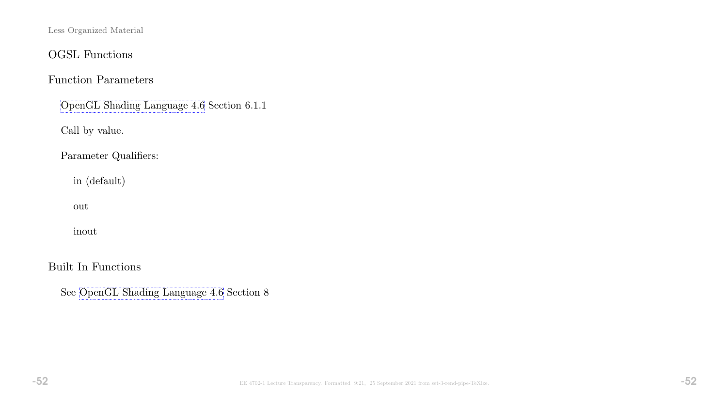## OGSL Functions

### Function Parameters

OpenGL Shading Language 4.6 Section 6.1.1

Call by value.

Parameter Qualifiers:

- in (default)
- out
- inout

### Built In Functions

See OpenGL Shading Language 4.6 Section 8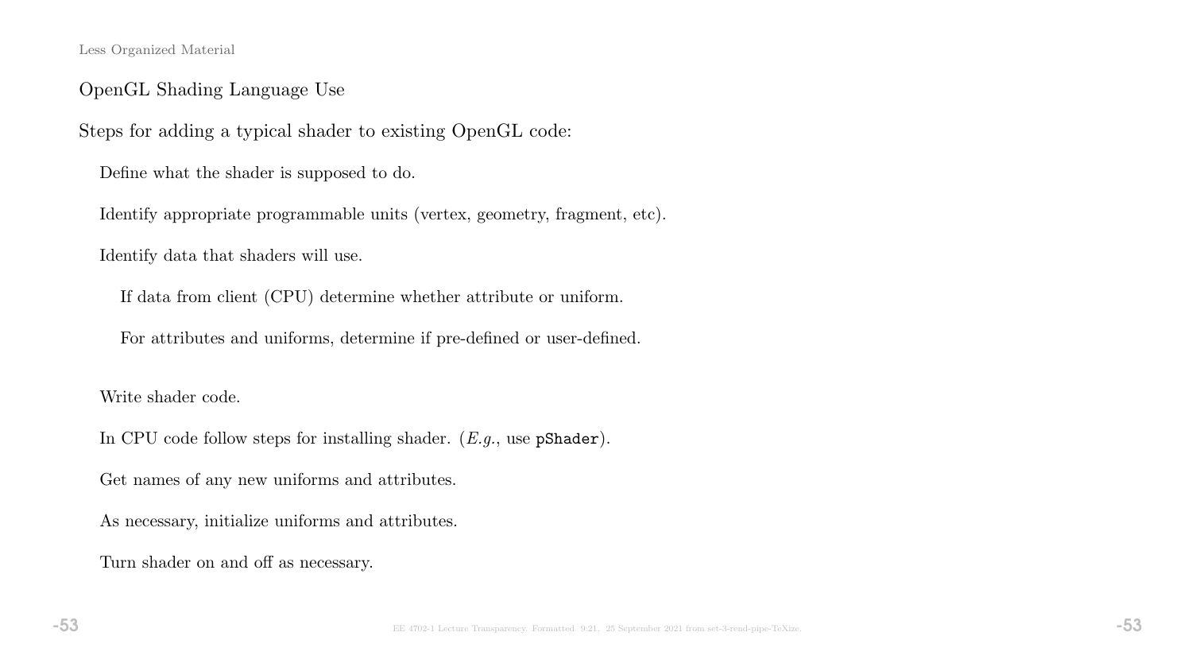## OpenGL Shading Language Use

Steps for adding a typical shader to existing OpenGL code:

- Define what the shader is supposed to do.
- Identify appropriate programmable units (vertex, geometry, fragment, etc).
- Identify data that shaders will use.
  - If data from client (CPU) determine whether attribute or uniform.
  - For attributes and uniforms, determine if pre-defined or user-defined.
- Write shader code.
- In CPU code follow steps for installing shader. (*E.g.*, use `pShader`).
- Get names of any new uniforms and attributes.
- As necessary, initialize uniforms and attributes.
- Turn shader on and off as necessary.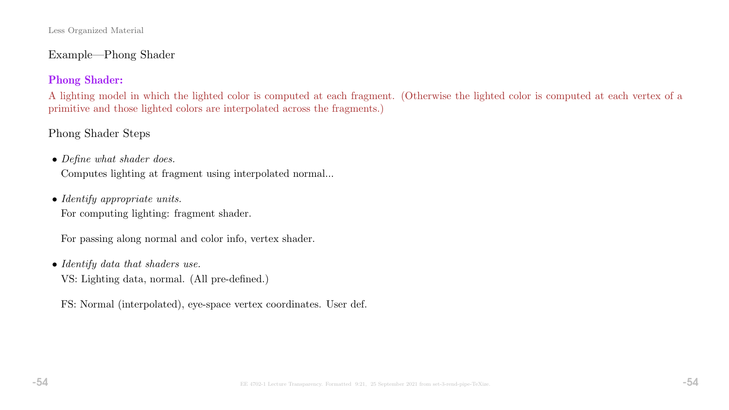## Example—Phong Shader

**Phong Shader:**

A lighting model in which the lighted color is computed at each fragment. (Otherwise the lighted color is computed at each vertex of a primitive and those lighted colors are interpolated across the fragments.)

### Phong Shader Steps

- *Define what shader does.*
  Computes lighting at fragment using interpolated normal...

- *Identify appropriate units.*
  For computing lighting: fragment shader.

  For passing along normal and color info, vertex shader.

- *Identify data that shaders use.*
  VS: Lighting data, normal. (All pre-defined.)

  FS: Normal (interpolated), eye-space vertex coordinates. User def.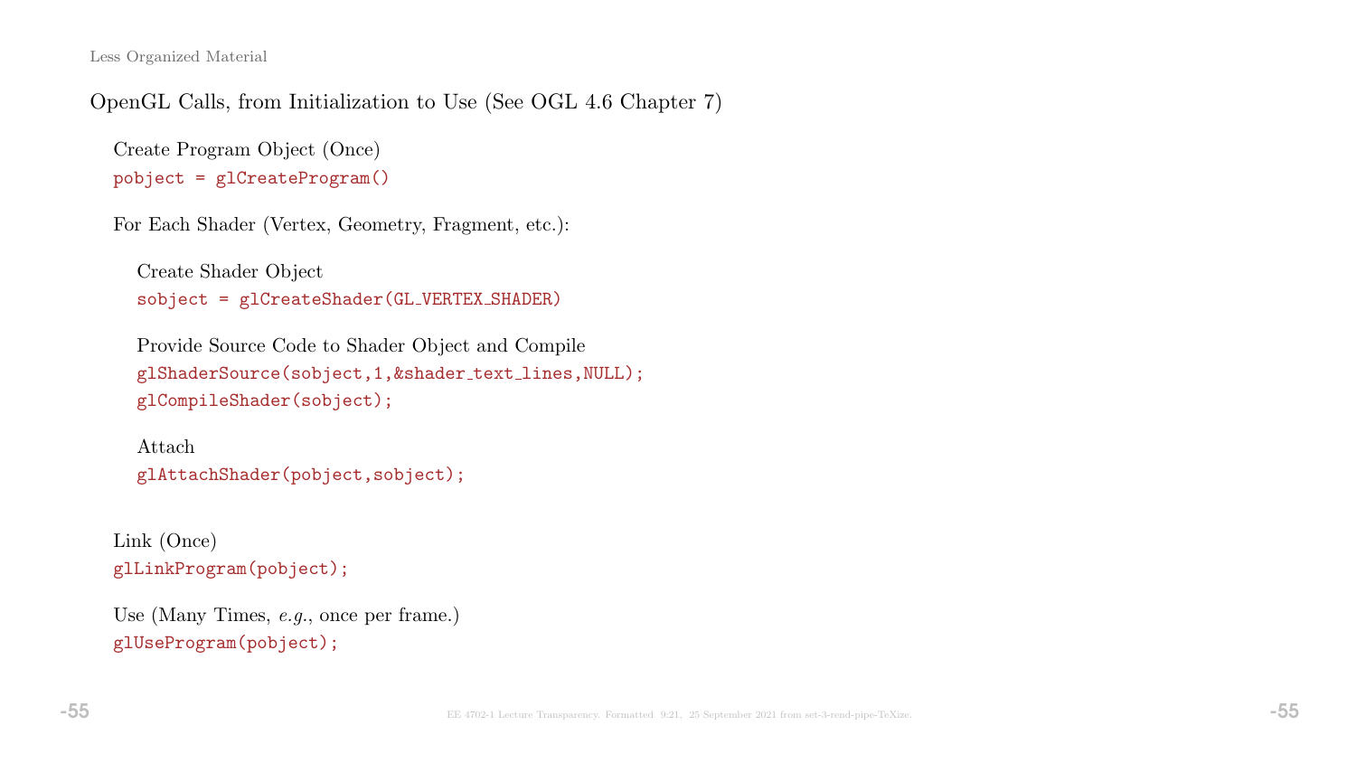## OpenGL Calls, from Initialization to Use (See OGL 4.6 Chapter 7)

Create Program Object (Once)

```
pobject = glCreateProgram()
```

For Each Shader (Vertex, Geometry, Fragment, etc.):

Create Shader Object

```
sobject = glCreateShader(GL_VERTEX_SHADER)
```

Provide Source Code to Shader Object and Compile

```
glShaderSource(sobject,1,&shader_text_lines,NULL);
glCompileShader(sobject);
```

Attach

```
glAttachShader(pobject,sobject);
```

Link (Once)

```
glLinkProgram(pobject);
```

Use (Many Times, *e.g.*, once per frame.)

```
glUseProgram(pobject);
```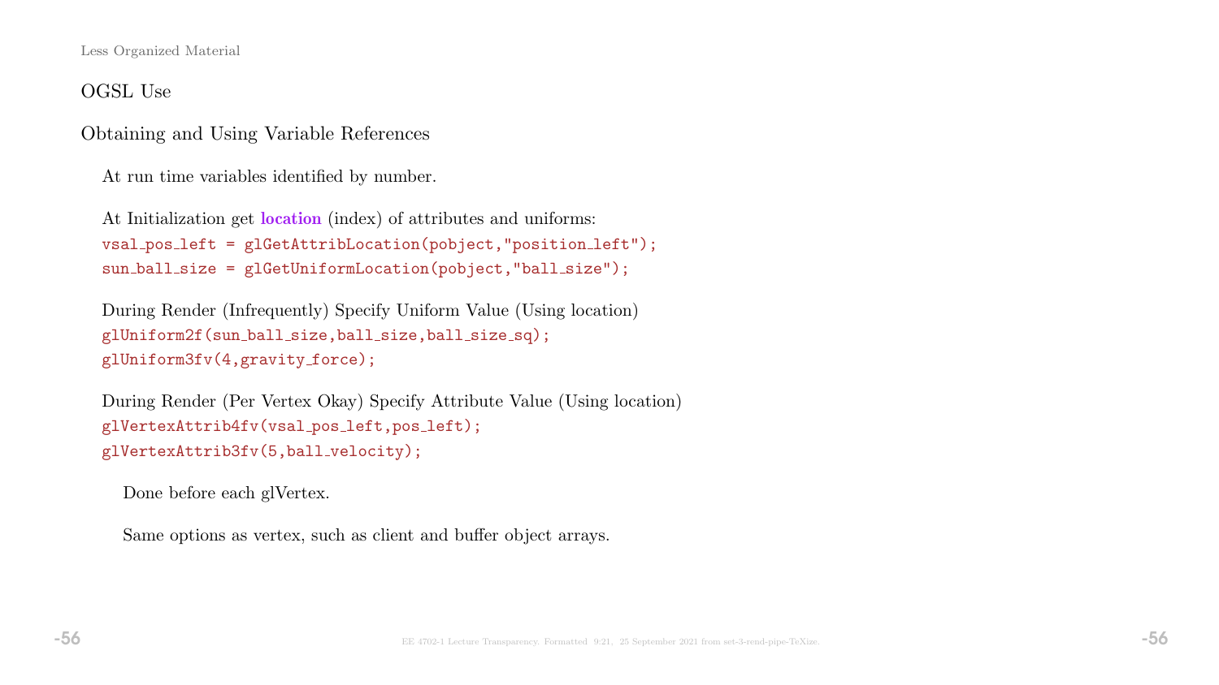Less Organized Material

## OGSL Use

### Obtaining and Using Variable References

At run time variables identified by number.

At Initialization get **location** (index) of attributes and uniforms:

```
vsal_pos_left = glGetAttribLocation(pobject,"position_left");
sun_ball_size = glGetUniformLocation(pobject,"ball_size");
```

During Render (Infrequently) Specify Uniform Value (Using location)

```
glUniform2f(sun_ball_size,ball_size,ball_size_sq);
glUniform3fv(4,gravity_force);
```

During Render (Per Vertex Okay) Specify Attribute Value (Using location)

```
glVertexAttrib4fv(vsal_pos_left,pos_left);
glVertexAttrib3fv(5,ball_velocity);
```

Done before each glVertex.

Same options as vertex, such as client and buffer object arrays.